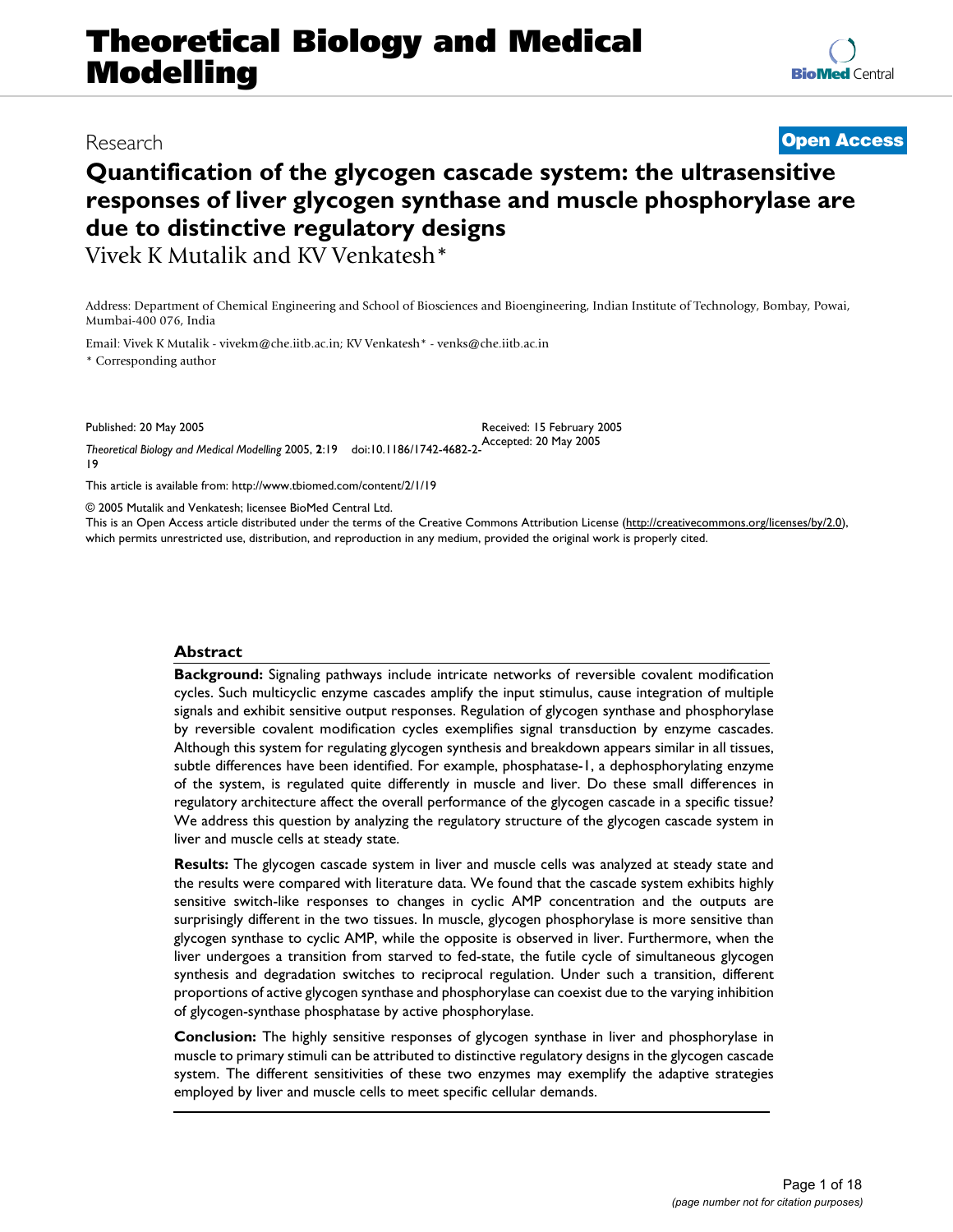Research

Open Access

# Quantification of the glycogen cascade system: the ultrasensitive responses of liver glycogen synthase and muscle phosphorylase are due to distinctive regulatory designs

Vivek K Mutalik and KV Venkatesh*

Address: Department of Chemical Engineering and School of Biosciences and Bioengineering, Indian Institute of Technology, Bombay, Powai, Mumbai-400 076, India

Email: Vivek K Mutalik - vivekm@che.iitb.ac.in; KV Venkatesh* - venks@che.iitb.ac.in

\* Corresponding author

Published: 20 May 2005

*Theoretical Biology and Medical Modelling* 2005, **2**:19 doi:10.1186/1742-4682-2-19

Received: 15 February 2005
Accepted: 20 May 2005

This article is available from: http://www.tbiomed.com/content/2/1/19

© 2005 Mutalik and Venkatesh; licensee BioMed Central Ltd.
This is an Open Access article distributed under the terms of the Creative Commons Attribution License (http://creativecommons.org/licenses/by/2.0), which permits unrestricted use, distribution, and reproduction in any medium, provided the original work is properly cited.

## Abstract

**Background:** Signaling pathways include intricate networks of reversible covalent modification cycles. Such multicyclic enzyme cascades amplify the input stimulus, cause integration of multiple signals and exhibit sensitive output responses. Regulation of glycogen synthase and phosphorylase by reversible covalent modification cycles exemplifies signal transduction by enzyme cascades. Although this system for regulating glycogen synthesis and breakdown appears similar in all tissues, subtle differences have been identified. For example, phosphatase-1, a dephosphorylating enzyme of the system, is regulated quite differently in muscle and liver. Do these small differences in regulatory architecture affect the overall performance of the glycogen cascade in a specific tissue? We address this question by analyzing the regulatory structure of the glycogen cascade system in liver and muscle cells at steady state.

**Results:** The glycogen cascade system in liver and muscle cells was analyzed at steady state and the results were compared with literature data. We found that the cascade system exhibits highly sensitive switch-like responses to changes in cyclic AMP concentration and the outputs are surprisingly different in the two tissues. In muscle, glycogen phosphorylase is more sensitive than glycogen synthase to cyclic AMP, while the opposite is observed in liver. Furthermore, when the liver undergoes a transition from starved to fed-state, the futile cycle of simultaneous glycogen synthesis and degradation switches to reciprocal regulation. Under such a transition, different proportions of active glycogen synthase and phosphorylase can coexist due to the varying inhibition of glycogen-synthase phosphatase by active phosphorylase.

**Conclusion:** The highly sensitive responses of glycogen synthase in liver and phosphorylase in muscle to primary stimuli can be attributed to distinctive regulatory designs in the glycogen cascade system. The different sensitivities of these two enzymes may exemplify the adaptive strategies employed by liver and muscle cells to meet specific cellular demands.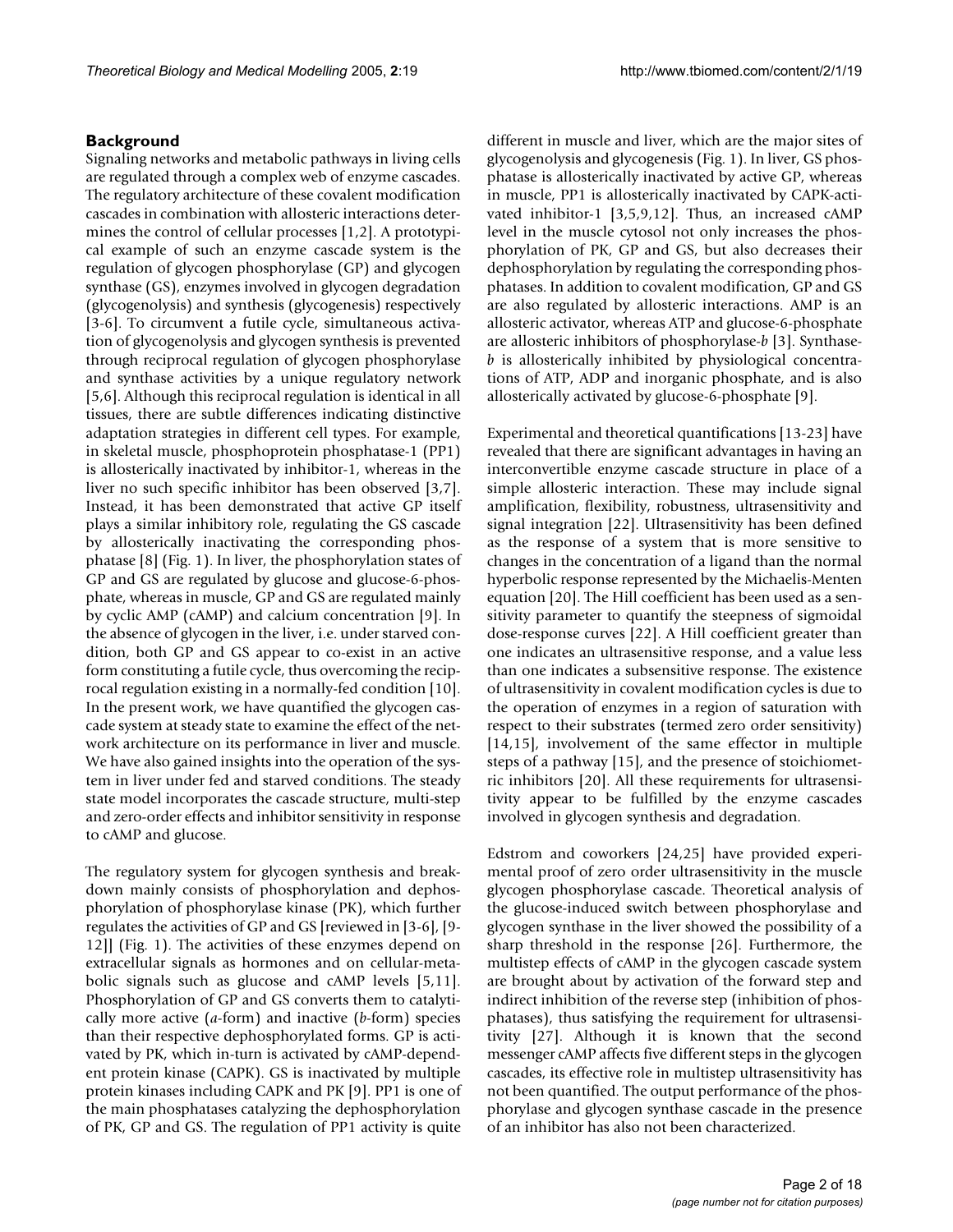## Background

Signaling networks and metabolic pathways in living cells are regulated through a complex web of enzyme cascades. The regulatory architecture of these covalent modification cascades in combination with allosteric interactions determines the control of cellular processes [1,2]. A prototypical example of such an enzyme cascade system is the regulation of glycogen phosphorylase (GP) and glycogen synthase (GS), enzymes involved in glycogen degradation (glycogenolysis) and synthesis (glycogenesis) respectively [3-6]. To circumvent a futile cycle, simultaneous activation of glycogenolysis and glycogen synthesis is prevented through reciprocal regulation of glycogen phosphorylase and synthase activities by a unique regulatory network [5,6]. Although this reciprocal regulation is identical in all tissues, there are subtle differences indicating distinctive adaptation strategies in different cell types. For example, in skeletal muscle, phosphoprotein phosphatase-1 (PP1) is allosterically inactivated by inhibitor-1, whereas in the liver no such specific inhibitor has been observed [3,7]. Instead, it has been demonstrated that active GP itself plays a similar inhibitory role, regulating the GS cascade by allosterically inactivating the corresponding phosphatase [8] (Fig. 1). In liver, the phosphorylation states of GP and GS are regulated by glucose and glucose-6-phosphate, whereas in muscle, GP and GS are regulated mainly by cyclic AMP (cAMP) and calcium concentration [9]. In the absence of glycogen in the liver, i.e. under starved condition, both GP and GS appear to co-exist in an active form constituting a futile cycle, thus overcoming the reciprocal regulation existing in a normally-fed condition [10]. In the present work, we have quantified the glycogen cascade system at steady state to examine the effect of the network architecture on its performance in liver and muscle. We have also gained insights into the operation of the system in liver under fed and starved conditions. The steady state model incorporates the cascade structure, multi-step and zero-order effects and inhibitor sensitivity in response to cAMP and glucose.

The regulatory system for glycogen synthesis and breakdown mainly consists of phosphorylation and dephosphorylation of phosphorylase kinase (PK), which further regulates the activities of GP and GS [reviewed in [3-6], [9-12]] (Fig. 1). The activities of these enzymes depend on extracellular signals as hormones and on cellular-metabolic signals such as glucose and cAMP levels [5,11]. Phosphorylation of GP and GS converts them to catalytically more active (*a*-form) and inactive (*b*-form) species than their respective dephosphorylated forms. GP is activated by PK, which in-turn is activated by cAMP-dependent protein kinase (CAPK). GS is inactivated by multiple protein kinases including CAPK and PK [9]. PP1 is one of the main phosphatases catalyzing the dephosphorylation of PK, GP and GS. The regulation of PP1 activity is quite different in muscle and liver, which are the major sites of glycogenolysis and glycogenesis (Fig. 1). In liver, GS phosphatase is allosterically inactivated by active GP, whereas in muscle, PP1 is allosterically inactivated by CAPK-activated inhibitor-1 [3,5,9,12]. Thus, an increased cAMP level in the muscle cytosol not only increases the phosphorylation of PK, GP and GS, but also decreases their dephosphorylation by regulating the corresponding phosphatases. In addition to covalent modification, GP and GS are also regulated by allosteric interactions. AMP is an allosteric activator, whereas ATP and glucose-6-phosphate are allosteric inhibitors of phosphorylase-*b* [3]. Synthase-*b* is allosterically inhibited by physiological concentrations of ATP, ADP and inorganic phosphate, and is also allosterically activated by glucose-6-phosphate [9].

Experimental and theoretical quantifications [13-23] have revealed that there are significant advantages in having an interconvertible enzyme cascade structure in place of a simple allosteric interaction. These may include signal amplification, flexibility, robustness, ultrasensitivity and signal integration [22]. Ultrasensitivity has been defined as the response of a system that is more sensitive to changes in the concentration of a ligand than the normal hyperbolic response represented by the Michaelis-Menten equation [20]. The Hill coefficient has been used as a sensitivity parameter to quantify the steepness of sigmoidal dose-response curves [22]. A Hill coefficient greater than one indicates an ultrasensitive response, and a value less than one indicates a subsensitive response. The existence of ultrasensitivity in covalent modification cycles is due to the operation of enzymes in a region of saturation with respect to their substrates (termed zero order sensitivity) [14,15], involvement of the same effector in multiple steps of a pathway [15], and the presence of stoichiometric inhibitors [20]. All these requirements for ultrasensitivity appear to be fulfilled by the enzyme cascades involved in glycogen synthesis and degradation.

Edstrom and coworkers [24,25] have provided experimental proof of zero order ultrasensitivity in the muscle glycogen phosphorylase cascade. Theoretical analysis of the glucose-induced switch between phosphorylase and glycogen synthase in the liver showed the possibility of a sharp threshold in the response [26]. Furthermore, the multistep effects of cAMP in the glycogen cascade system are brought about by activation of the forward step and indirect inhibition of the reverse step (inhibition of phosphatases), thus satisfying the requirement for ultrasensitivity [27]. Although it is known that the second messenger cAMP affects five different steps in the glycogen cascades, its effective role in multistep ultrasensitivity has not been quantified. The output performance of the phosphorylase and glycogen synthase cascade in the presence of an inhibitor has also not been characterized.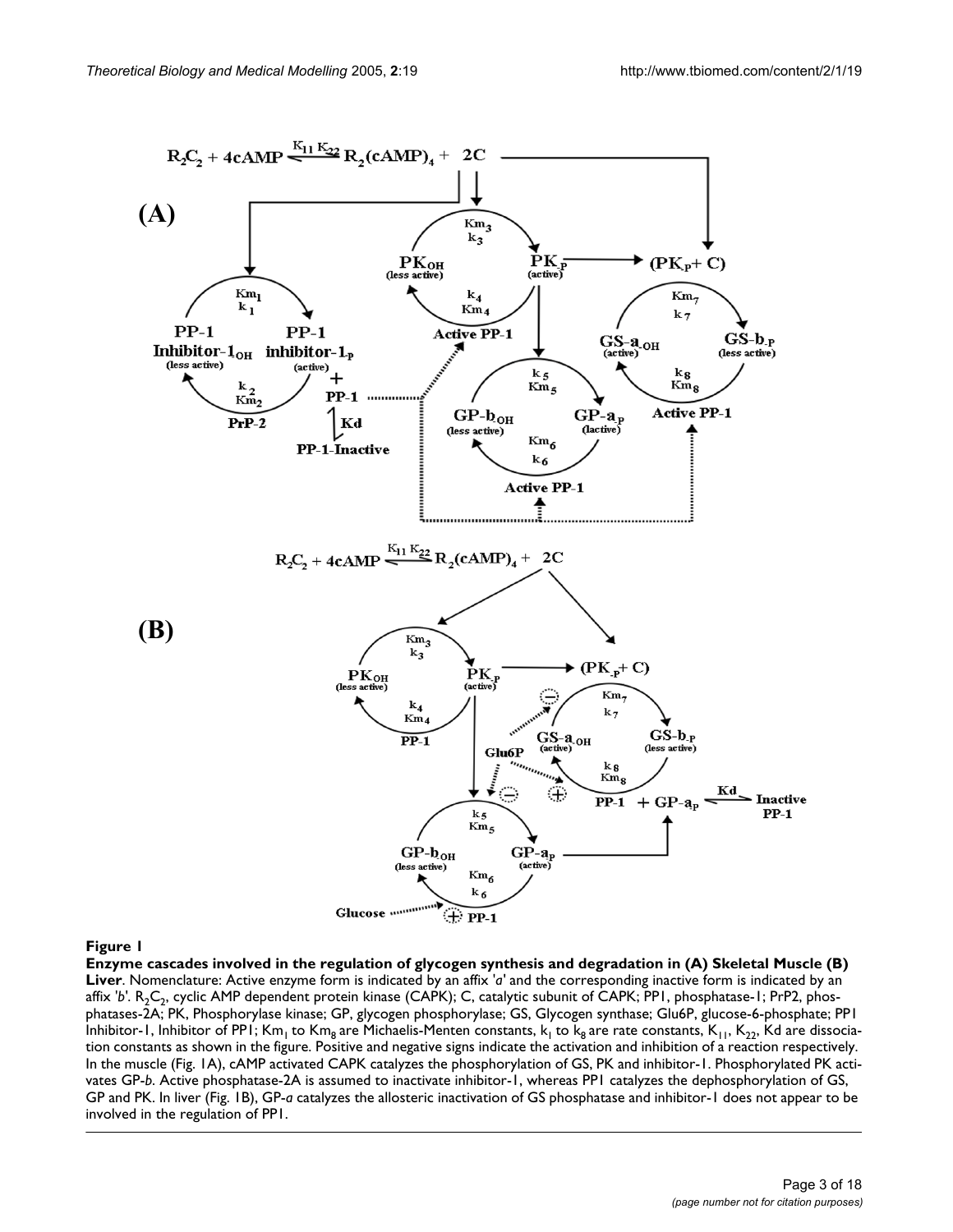**Figure 1**

**Enzyme cascades involved in the regulation of glycogen synthesis and degradation in (A) Skeletal Muscle (B) Liver**. Nomenclature: Active enzyme form is indicated by an affix '*a*' and the corresponding inactive form is indicated by an affix '*b*'. $R_2C_2$, cyclic AMP dependent protein kinase (CAPK); C, catalytic subunit of CAPK; PP1, phosphatase-1; PrP2, phosphatases-2A; PK, Phosphorylase kinase; GP, glycogen phosphorylase; GS, Glycogen synthase; Glu6P, glucose-6-phosphate; PP1 Inhibitor-1, Inhibitor of PP1; $Km_1$ to $Km_8$ are Michaelis-Menten constants, $k_1$ to $k_8$ are rate constants, $K_{11}$, $K_{22}$, Kd are dissociation constants as shown in the figure. Positive and negative signs indicate the activation and inhibition of a reaction respectively. In the muscle (Fig. 1A), cAMP activated CAPK catalyzes the phosphorylation of GS, PK and inhibitor-1. Phosphorylated PK activates GP-*b*. Active phosphatase-2A is assumed to inactivate inhibitor-1, whereas PP1 catalyzes the dephosphorylation of GS, GP and PK. In liver (Fig. 1B), GP-*a* catalyzes the allosteric inactivation of GS phosphatase and inhibitor-1 does not appear to be involved in the regulation of PP1.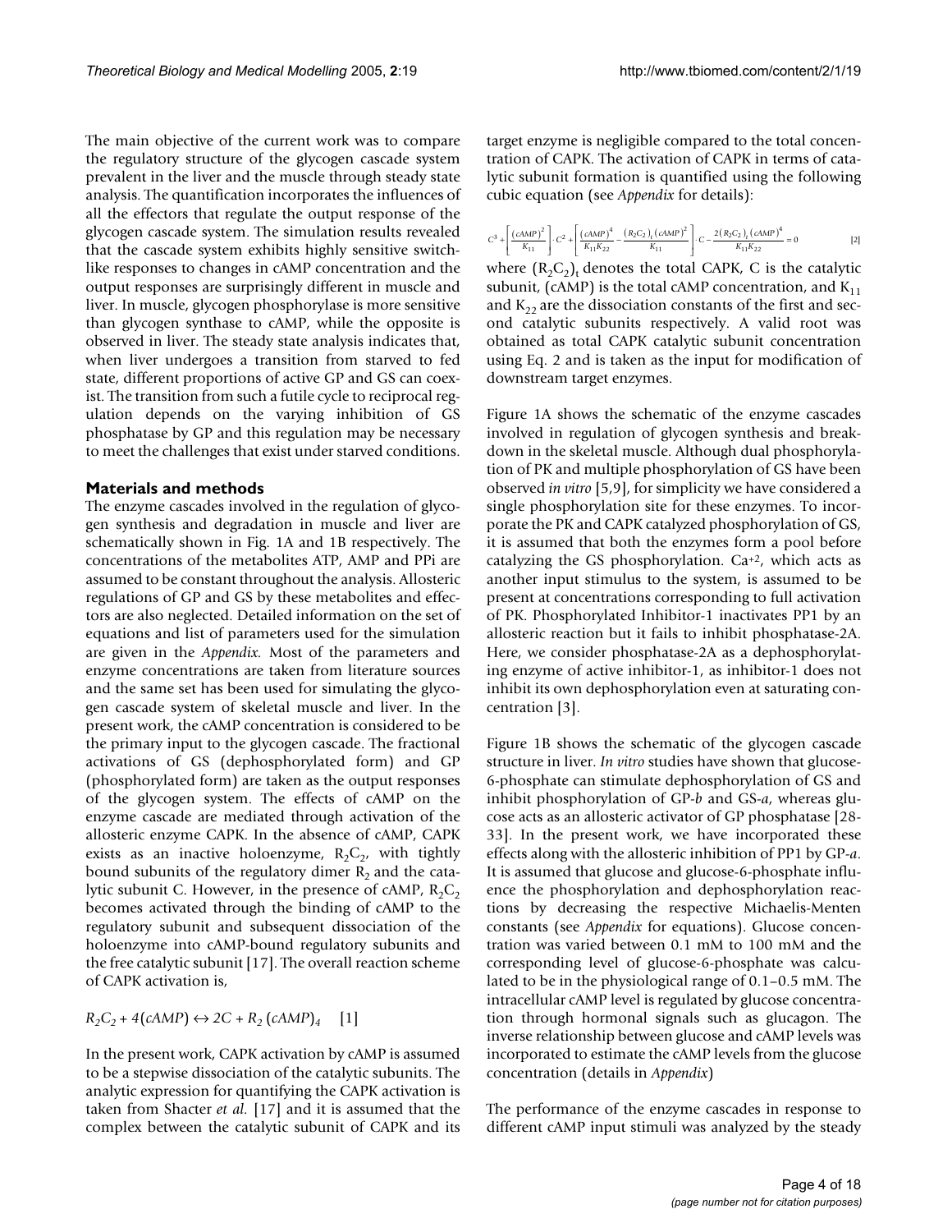The main objective of the current work was to compare the regulatory structure of the glycogen cascade system prevalent in the liver and the muscle through steady state analysis. The quantification incorporates the influences of all the effectors that regulate the output response of the glycogen cascade system. The simulation results revealed that the cascade system exhibits highly sensitive switch-like responses to changes in cAMP concentration and the output responses are surprisingly different in muscle and liver. In muscle, glycogen phosphorylase is more sensitive than glycogen synthase to cAMP, while the opposite is observed in liver. The steady state analysis indicates that, when liver undergoes a transition from starved to fed state, different proportions of active GP and GS can coexist. The transition from such a futile cycle to reciprocal regulation depends on the varying inhibition of GS phosphatase by GP and this regulation may be necessary to meet the challenges that exist under starved conditions.

## Materials and methods

The enzyme cascades involved in the regulation of glycogen synthesis and degradation in muscle and liver are schematically shown in Fig. 1A and 1B respectively. The concentrations of the metabolites ATP, AMP and PPi are assumed to be constant throughout the analysis. Allosteric regulations of GP and GS by these metabolites and effectors are also neglected. Detailed information on the set of equations and list of parameters used for the simulation are given in the *Appendix.* Most of the parameters and enzyme concentrations are taken from literature sources and the same set has been used for simulating the glycogen cascade system of skeletal muscle and liver. In the present work, the cAMP concentration is considered to be the primary input to the glycogen cascade. The fractional activations of GS (dephosphorylated form) and GP (phosphorylated form) are taken as the output responses of the glycogen system. The effects of cAMP on the enzyme cascade are mediated through activation of the allosteric enzyme CAPK. In the absence of cAMP, CAPK exists as an inactive holoenzyme, $R_2C_2$, with tightly bound subunits of the regulatory dimer $R_2$ and the catalytic subunit C. However, in the presence of cAMP, $R_2C_2$ becomes activated through the binding of cAMP to the regulatory subunit and subsequent dissociation of the holoenzyme into cAMP-bound regulatory subunits and the free catalytic subunit [17]. The overall reaction scheme of CAPK activation is,

$$R_2C_2 + 4(cAMP) \leftrightarrow 2C + R_2\,(cAMP)_4 \qquad [1]$$

In the present work, CAPK activation by cAMP is assumed to be a stepwise dissociation of the catalytic subunits. The analytic expression for quantifying the CAPK activation is taken from Shacter *et al.* [17] and it is assumed that the complex between the catalytic subunit of CAPK and its target enzyme is negligible compared to the total concentration of CAPK. The activation of CAPK in terms of catalytic subunit formation is quantified using the following cubic equation (see *Appendix* for details):

$$C^3 + \left[\frac{(cAMP)^2}{K_{11}}\right]\cdot C^2 + \left[\frac{(cAMP)^4}{K_{11}K_{22}} - \frac{(R_2C_2)_t\,(cAMP)^2}{K_{11}}\right]\cdot C - \frac{2(R_2C_2)_t\,(cAMP)^4}{K_{11}K_{22}} = 0 \qquad [2]$$

where $(R_2C_2)_t$ denotes the total CAPK, C is the catalytic subunit, (cAMP) is the total cAMP concentration, and $K_{11}$ and $K_{22}$ are the dissociation constants of the first and second catalytic subunits respectively. A valid root was obtained as total CAPK catalytic subunit concentration using Eq. 2 and is taken as the input for modification of downstream target enzymes.

Figure 1A shows the schematic of the enzyme cascades involved in regulation of glycogen synthesis and breakdown in the skeletal muscle. Although dual phosphorylation of PK and multiple phosphorylation of GS have been observed *in vitro* [5,9], for simplicity we have considered a single phosphorylation site for these enzymes. To incorporate the PK and CAPK catalyzed phosphorylation of GS, it is assumed that both the enzymes form a pool before catalyzing the GS phosphorylation. $Ca^{+2}$, which acts as another input stimulus to the system, is assumed to be present at concentrations corresponding to full activation of PK. Phosphorylated Inhibitor-1 inactivates PP1 by an allosteric reaction but it fails to inhibit phosphatase-2A. Here, we consider phosphatase-2A as a dephosphorylating enzyme of active inhibitor-1, as inhibitor-1 does not inhibit its own dephosphorylation even at saturating concentration [3].

Figure 1B shows the schematic of the glycogen cascade structure in liver. *In vitro* studies have shown that glucose-6-phosphate can stimulate dephosphorylation of GS and inhibit phosphorylation of GP-*b* and GS-*a*, whereas glucose acts as an allosteric activator of GP phosphatase [28-33]. In the present work, we have incorporated these effects along with the allosteric inhibition of PP1 by GP-*a*. It is assumed that glucose and glucose-6-phosphate influence the phosphorylation and dephosphorylation reactions by decreasing the respective Michaelis-Menten constants (see *Appendix* for equations). Glucose concentration was varied between 0.1 mM to 100 mM and the corresponding level of glucose-6-phosphate was calculated to be in the physiological range of 0.1–0.5 mM. The intracellular cAMP level is regulated by glucose concentration through hormonal signals such as glucagon. The inverse relationship between glucose and cAMP levels was incorporated to estimate the cAMP levels from the glucose concentration (details in *Appendix*)

The performance of the enzyme cascades in response to different cAMP input stimuli was analyzed by the steady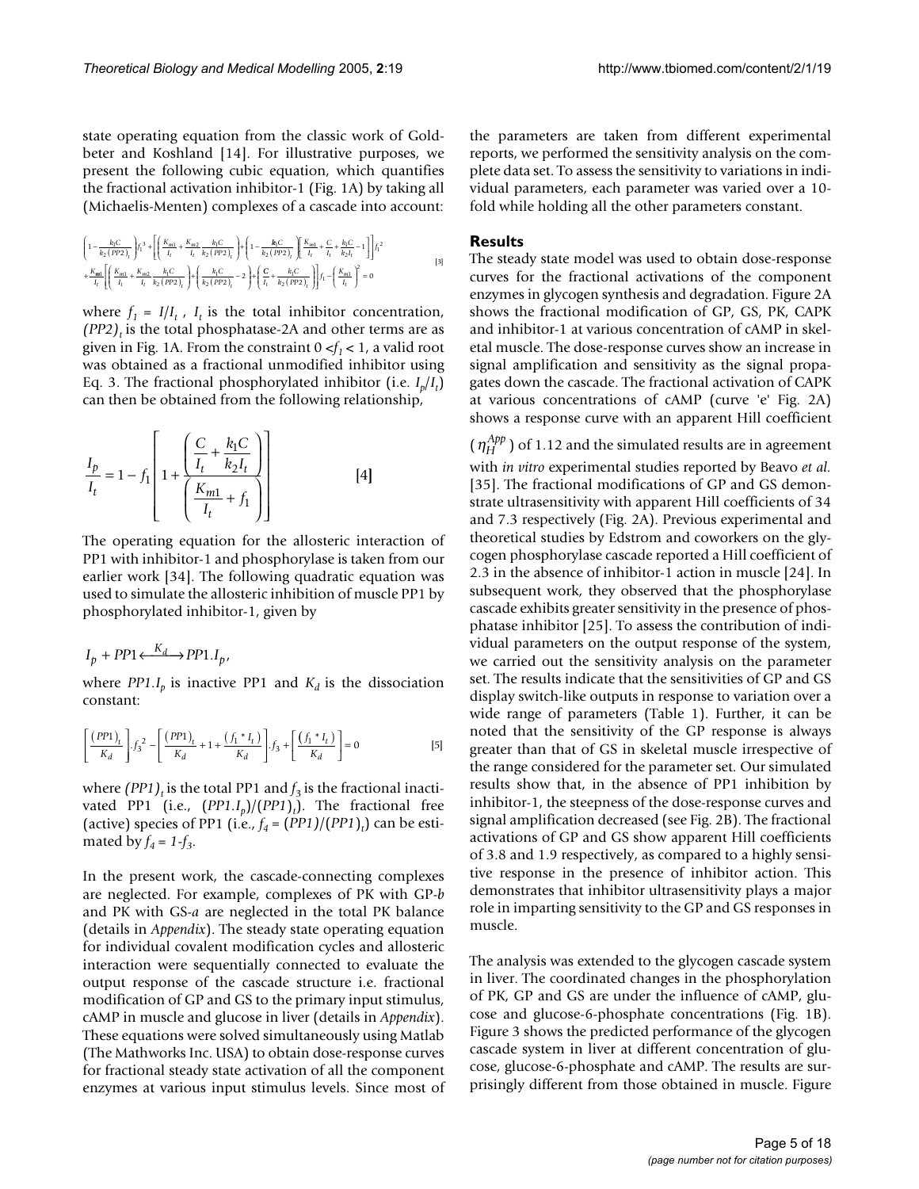state operating equation from the classic work of Goldbeter and Koshland [14]. For illustrative purposes, we present the following cubic equation, which quantifies the fractional activation inhibitor-1 (Fig. 1A) by taking all (Michaelis-Menten) complexes of a cascade into account:

$$\left(1-\frac{k_1C}{k_2(PP2)_t}\right)f_1^{\,3}+\left[\left(\frac{K_{m1}}{I_t}+\frac{K_{m2}}{I_t}\frac{k_1C}{k_2(PP2)_t}\right)+\left(1-\frac{k_1C}{k_2(PP2)_t}\right)\left(\frac{K_{m1}}{I_t}+\frac{C}{I_t}+\frac{k_1C}{k_2I_t}-1\right)\right]f_1^{\,2}$$
$$+\frac{K_{m1}}{I_t}\left[\left(\frac{K_{m1}}{I_t}+\frac{K_{m2}}{I_t}\frac{k_1C}{k_2(PP2)_t}\right)+\left(\frac{k_1C}{k_2(PP2)_t}-2\right)+\left(\frac{C}{I_t}+\frac{k_1C}{k_2(PP2)_t}\right)\right]f_1-\left(\frac{K_{m1}}{I_t}\right)^2=0 \quad [3]$$

where $f_1 = I/I_t$, $I_t$ is the total inhibitor concentration, $(PP2)_t$ is the total phosphatase-2A and other terms are as given in Fig. 1A. From the constraint $0 < f_1 < 1$, a valid root was obtained as a fractional unmodified inhibitor using Eq. 3. The fractional phosphorylated inhibitor (i.e. $I_p/I_t$) can then be obtained from the following relationship,

$$\frac{I_p}{I_t}=1-f_1\left[1+\frac{\left(\dfrac{C}{I_t}+\dfrac{k_1C}{k_2I_t}\right)}{\left(\dfrac{K_{m1}}{I_t}+f_1\right)}\right] \quad [4]$$

The operating equation for the allosteric interaction of PP1 with inhibitor-1 and phosphorylase is taken from our earlier work [34]. The following quadratic equation was used to simulate the allosteric inhibition of muscle PP1 by phosphorylated inhibitor-1, given by

$$I_p + PP1 \xleftrightarrow{K_d} PP1.I_p,$$

where $PP1.I_p$ is inactive PP1 and $K_d$ is the dissociation constant:

$$\left[\frac{(PP1)_t}{K_d}\right].f_3^{\,2}-\left[\frac{(PP1)_t}{K_d}+1+\frac{(f_1 * I_t)}{K_d}\right].f_3+\left[\frac{(f_1 * I_t)}{K_d}\right]=0 \quad [5]$$

where $(PP1)_t$ is the total PP1 and $f_3$ is the fractional inactivated PP1 (i.e., $(PP1.I_p)/(PP1)_t$). The fractional free (active) species of PP1 (i.e., $f_4 = (PP1)/(PP1)_t$) can be estimated by $f_4 = 1 - f_3$.

In the present work, the cascade-connecting complexes are neglected. For example, complexes of PK with GP-*b* and PK with GS-*a* are neglected in the total PK balance (details in *Appendix*). The steady state operating equation for individual covalent modification cycles and allosteric interaction were sequentially connected to evaluate the output response of the cascade structure i.e. fractional modification of GP and GS to the primary input stimulus, cAMP in muscle and glucose in liver (details in *Appendix*). These equations were solved simultaneously using Matlab (The Mathworks Inc. USA) to obtain dose-response curves for fractional steady state activation of all the component enzymes at various input stimulus levels. Since most of the parameters are taken from different experimental reports, we performed the sensitivity analysis on the complete data set. To assess the sensitivity to variations in individual parameters, each parameter was varied over a 10-fold while holding all the other parameters constant.

## Results

The steady state model was used to obtain dose-response curves for the fractional activations of the component enzymes in glycogen synthesis and degradation. Figure 2A shows the fractional modification of GP, GS, PK, CAPK and inhibitor-1 at various concentration of cAMP in skeletal muscle. The dose-response curves show an increase in signal amplification and sensitivity as the signal propagates down the cascade. The fractional activation of CAPK at various concentrations of cAMP (curve 'e' Fig. 2A) shows a response curve with an apparent Hill coefficient ($\eta_H^{App}$) of 1.12 and the simulated results are in agreement with *in vitro* experimental studies reported by Beavo *et al.* [35]. The fractional modifications of GP and GS demonstrate ultrasensitivity with apparent Hill coefficients of 34 and 7.3 respectively (Fig. 2A). Previous experimental and theoretical studies by Edstrom and coworkers on the glycogen phosphorylase cascade reported a Hill coefficient of 2.3 in the absence of inhibitor-1 action in muscle [24]. In subsequent work, they observed that the phosphorylase cascade exhibits greater sensitivity in the presence of phosphatase inhibitor [25]. To assess the contribution of individual parameters on the output response of the system, we carried out the sensitivity analysis on the parameter set. The results indicate that the sensitivities of GP and GS display switch-like outputs in response to variation over a wide range of parameters (Table 1). Further, it can be noted that the sensitivity of the GP response is always greater than that of GS in skeletal muscle irrespective of the range considered for the parameter set. Our simulated results show that, in the absence of PP1 inhibition by inhibitor-1, the steepness of the dose-response curves and signal amplification decreased (see Fig. 2B). The fractional activations of GP and GS show apparent Hill coefficients of 3.8 and 1.9 respectively, as compared to a highly sensitive response in the presence of inhibitor action. This demonstrates that inhibitor ultrasensitivity plays a major role in imparting sensitivity to the GP and GS responses in muscle.

The analysis was extended to the glycogen cascade system in liver. The coordinated changes in the phosphorylation of PK, GP and GS are under the influence of cAMP, glucose and glucose-6-phosphate concentrations (Fig. 1B). Figure 3 shows the predicted performance of the glycogen cascade system in liver at different concentration of glucose, glucose-6-phosphate and cAMP. The results are surprisingly different from those obtained in muscle. Figure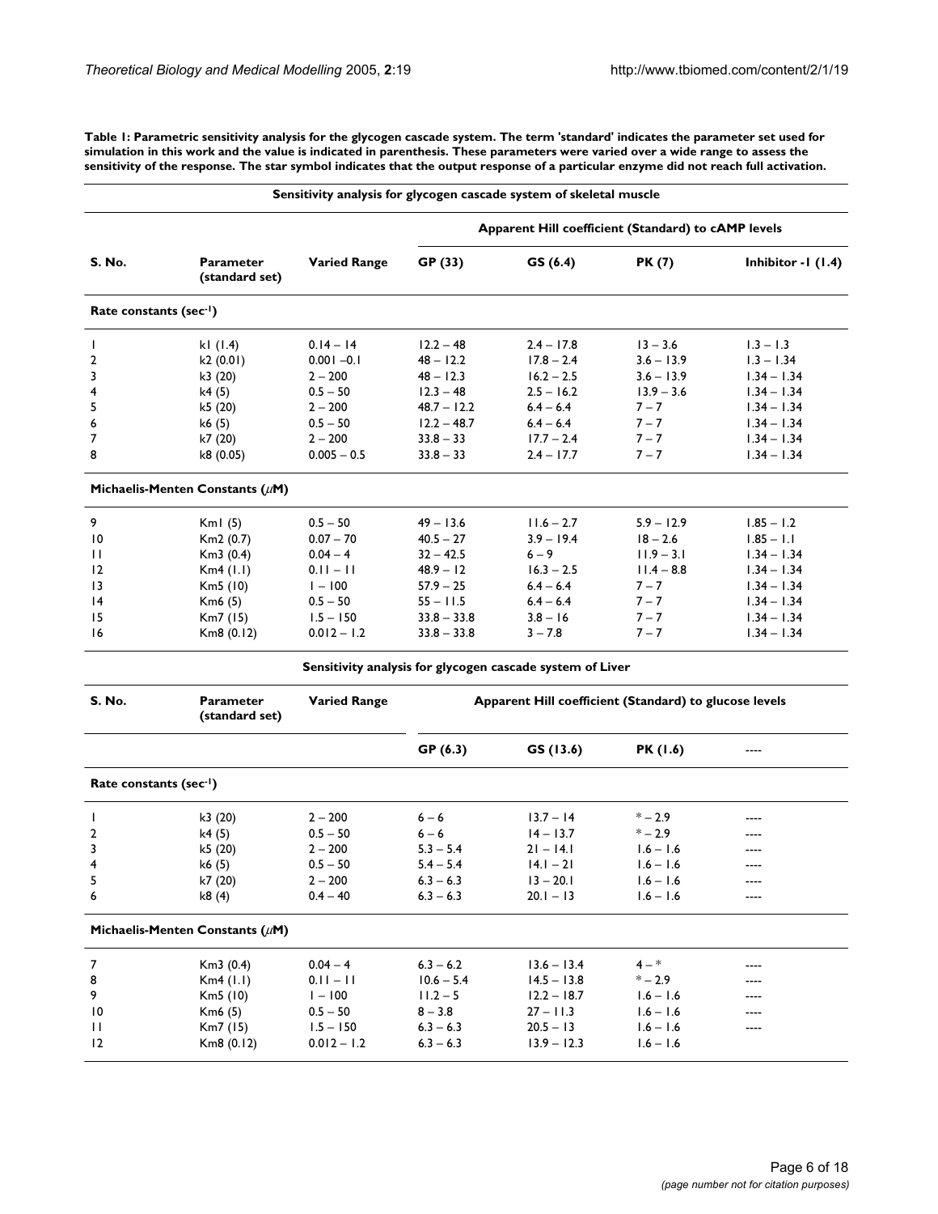**Table 1: Parametric sensitivity analysis for the glycogen cascade system. The term 'standard' indicates the parameter set used for simulation in this work and the value is indicated in parenthesis. These parameters were varied over a wide range to assess the sensitivity of the response. The star symbol indicates that the output response of a particular enzyme did not reach full activation.**

**Sensitivity analysis for glycogen cascade system of skeletal muscle**

| S. No. | Parameter (standard set) | Varied Range | Apparent Hill coefficient (Standard) to cAMP levels | | | |
|---|---|---|---|---|---|---|
| | | | GP (33) | GS (6.4) | PK (7) | Inhibitor -1 (1.4) |
| **Rate constants (sec$^{-1}$)** | | | | | | |
| 1 | k1 (1.4) | 0.14 – 14 | 12.2 – 48 | 2.4 – 17.8 | 13 – 3.6 | 1.3 – 1.3 |
| 2 | k2 (0.01) | 0.001 –0.1 | 48 – 12.2 | 17.8 – 2.4 | 3.6 – 13.9 | 1.3 – 1.34 |
| 3 | k3 (20) | 2 – 200 | 48 – 12.3 | 16.2 – 2.5 | 3.6 – 13.9 | 1.34 – 1.34 |
| 4 | k4 (5) | 0.5 – 50 | 12.3 – 48 | 2.5 – 16.2 | 13.9 – 3.6 | 1.34 – 1.34 |
| 5 | k5 (20) | 2 – 200 | 48.7 – 12.2 | 6.4 – 6.4 | 7 – 7 | 1.34 – 1.34 |
| 6 | k6 (5) | 0.5 – 50 | 12.2 – 48.7 | 6.4 – 6.4 | 7 – 7 | 1.34 – 1.34 |
| 7 | k7 (20) | 2 – 200 | 33.8 – 33 | 17.7 – 2.4 | 7 – 7 | 1.34 – 1.34 |
| 8 | k8 (0.05) | 0.005 – 0.5 | 33.8 – 33 | 2.4 – 17.7 | 7 – 7 | 1.34 – 1.34 |
| **Michaelis-Menten Constants ($\mu$M)** | | | | | | |
| 9 | Km1 (5) | 0.5 – 50 | 49 – 13.6 | 11.6 – 2.7 | 5.9 – 12.9 | 1.85 – 1.2 |
| 10 | Km2 (0.7) | 0.07 – 70 | 40.5 – 27 | 3.9 – 19.4 | 18 – 2.6 | 1.85 – 1.1 |
| 11 | Km3 (0.4) | 0.04 – 4 | 32 – 42.5 | 6 – 9 | 11.9 – 3.1 | 1.34 – 1.34 |
| 12 | Km4 (1.1) | 0.11 – 11 | 48.9 – 12 | 16.3 – 2.5 | 11.4 – 8.8 | 1.34 – 1.34 |
| 13 | Km5 (10) | 1 – 100 | 57.9 – 25 | 6.4 – 6.4 | 7 – 7 | 1.34 – 1.34 |
| 14 | Km6 (5) | 0.5 – 50 | 55 – 11.5 | 6.4 – 6.4 | 7 – 7 | 1.34 – 1.34 |
| 15 | Km7 (15) | 1.5 – 150 | 33.8 – 33.8 | 3.8 – 16 | 7 – 7 | 1.34 – 1.34 |
| 16 | Km8 (0.12) | 0.012 – 1.2 | 33.8 – 33.8 | 3 – 7.8 | 7 – 7 | 1.34 – 1.34 |

**Sensitivity analysis for glycogen cascade system of Liver**

| S. No. | Parameter (standard set) | Varied Range | Apparent Hill coefficient (Standard) to glucose levels | | | |
|---|---|---|---|---|---|---|
| | | | GP (6.3) | GS (13.6) | PK (1.6) | ---- |
| **Rate constants (sec$^{-1}$)** | | | | | | |
| 1 | k3 (20) | 2 – 200 | 6 – 6 | 13.7 – 14 | * – 2.9 | ---- |
| 2 | k4 (5) | 0.5 – 50 | 6 – 6 | 14 – 13.7 | * – 2.9 | ---- |
| 3 | k5 (20) | 2 – 200 | 5.3 – 5.4 | 21 – 14.1 | 1.6 – 1.6 | ---- |
| 4 | k6 (5) | 0.5 – 50 | 5.4 – 5.4 | 14.1 – 21 | 1.6 – 1.6 | ---- |
| 5 | k7 (20) | 2 – 200 | 6.3 – 6.3 | 13 – 20.1 | 1.6 – 1.6 | ---- |
| 6 | k8 (4) | 0.4 – 40 | 6.3 – 6.3 | 20.1 – 13 | 1.6 – 1.6 | ---- |
| **Michaelis-Menten Constants ($\mu$M)** | | | | | | |
| 7 | Km3 (0.4) | 0.04 – 4 | 6.3 – 6.2 | 13.6 – 13.4 | 4 – * | ---- |
| 8 | Km4 (1.1) | 0.11 – 11 | 10.6 – 5.4 | 14.5 – 13.8 | * – 2.9 | ---- |
| 9 | Km5 (10) | 1 – 100 | 11.2 – 5 | 12.2 – 18.7 | 1.6 – 1.6 | ---- |
| 10 | Km6 (5) | 0.5 – 50 | 8 – 3.8 | 27 – 11.3 | 1.6 – 1.6 | ---- |
| 11 | Km7 (15) | 1.5 – 150 | 6.3 – 6.3 | 20.5 – 13 | 1.6 – 1.6 | ---- |
| 12 | Km8 (0.12) | 0.012 – 1.2 | 6.3 – 6.3 | 13.9 – 12.3 | 1.6 – 1.6 | |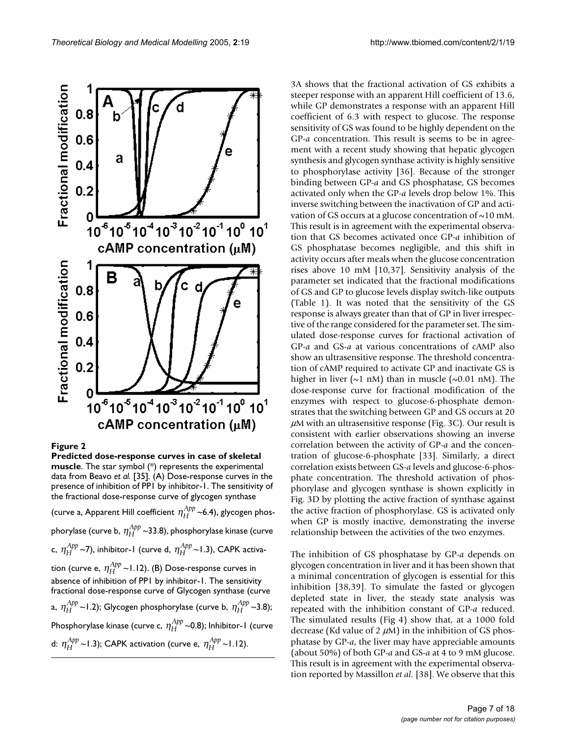**Figure 2**

**Predicted dose-response curves in case of skeletal muscle**. The star symbol (*) represents the experimental data from Beavo *et al*. [35]. (A) Dose-response curves in the presence of inhibition of PP1 by inhibitor-1. The sensitivity of the fractional dose-response curve of glycogen synthase (curve a, Apparent Hill coefficient $\eta_H^{App}$ ~6.4), glycogen phosphorylase (curve b, $\eta_H^{App}$ ~33.8), phosphorylase kinase (curve c, $\eta_H^{App}$ ~7), inhibitor-1 (curve d, $\eta_H^{App}$ ~1.3), CAPK activation (curve e, $\eta_H^{App}$ ~1.12). (B) Dose-response curves in absence of inhibition of PP1 by inhibitor-1. The sensitivity fractional dose-response curve of Glycogen synthase (curve a, $\eta_H^{App}$ ~1.2); Glycogen phosphorylase (curve b, $\eta_H^{App}$ ~3.8); Phosphorylase kinase (curve c, $\eta_H^{App}$ ~0.8); Inhibitor-1 (curve d: $\eta_H^{App}$ ~1.3); CAPK activation (curve e, $\eta_H^{App}$ ~1.12).

3A shows that the fractional activation of GS exhibits a steeper response with an apparent Hill coefficient of 13.6, while GP demonstrates a response with an apparent Hill coefficient of 6.3 with respect to glucose. The response sensitivity of GS was found to be highly dependent on the GP-*a* concentration. This result is seems to be in agreement with a recent study showing that hepatic glycogen synthesis and glycogen synthase activity is highly sensitive to phosphorylase activity [36]. Because of the stronger binding between GP-*a* and GS phosphatase, GS becomes activated only when the GP-*a* levels drop below 1%. This inverse switching between the inactivation of GP and activation of GS occurs at a glucose concentration of ~10 mM. This result is in agreement with the experimental observation that GS becomes activated once GP-*a* inhibition of GS phosphatase becomes negligible, and this shift in activity occurs after meals when the glucose concentration rises above 10 mM [10,37]. Sensitivity analysis of the parameter set indicated that the fractional modifications of GS and GP to glucose levels display switch-like outputs (Table 1). It was noted that the sensitivity of the GS response is always greater than that of GP in liver irrespective of the range considered for the parameter set. The simulated dose-response curves for fractional activation of GP-*a* and GS-*a* at various concentrations of cAMP also show an ultrasensitive response. The threshold concentration of cAMP required to activate GP and inactivate GS is higher in liver (~1 nM) than in muscle (~0.01 nM). The dose-response curve for fractional modification of the enzymes with respect to glucose-6-phosphate demonstrates that the switching between GP and GS occurs at 20 $\mu$M with an ultrasensitive response (Fig. 3C). Our result is consistent with earlier observations showing an inverse correlation between the activity of GP-*a* and the concentration of glucose-6-phosphate [33]. Similarly, a direct correlation exists between GS-*a* levels and glucose-6-phosphate concentration. The threshold activation of phosphorylase and glycogen synthase is shown explicitly in Fig. 3D by plotting the active fraction of synthase against the active fraction of phosphorylase. GS is activated only when GP is mostly inactive, demonstrating the inverse relationship between the activities of the two enzymes.

The inhibition of GS phosphatase by GP-*a* depends on glycogen concentration in liver and it has been shown that a minimal concentration of glycogen is essential for this inhibition [38,39]. To simulate the fasted or glycogen depleted state in liver, the steady state analysis was repeated with the inhibition constant of GP-*a* reduced. The simulated results (Fig 4) show that, at a 1000 fold decrease (Kd value of 2 $\mu$M) in the inhibition of GS phosphatase by GP-*a*, the liver may have appreciable amounts (about 50%) of both GP-*a* and GS-*a* at 4 to 9 mM glucose. This result is in agreement with the experimental observation reported by Massillon *et al*. [38]. We observe that this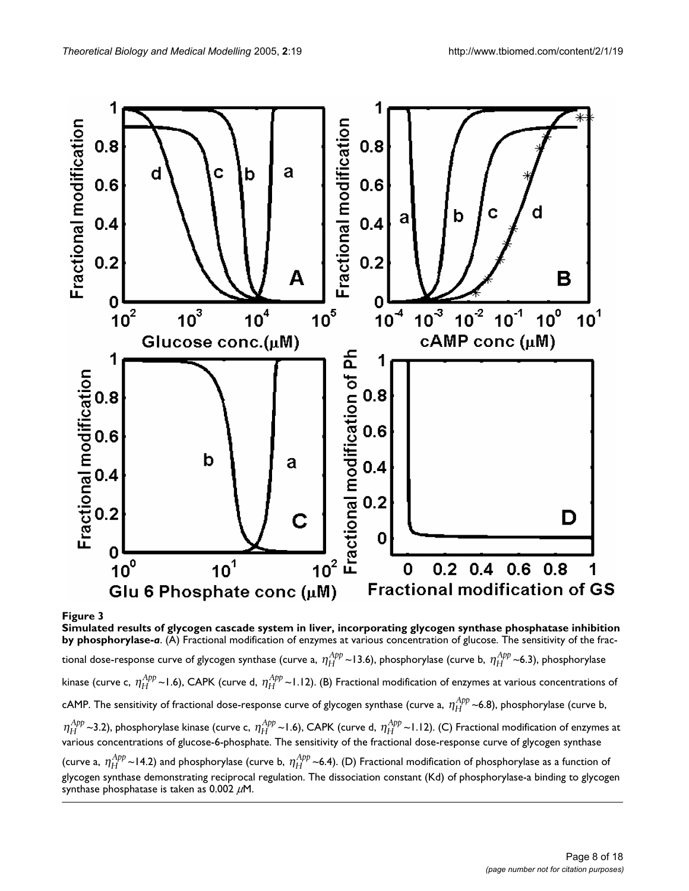**Figure 3**

**Simulated results of glycogen cascade system in liver, incorporating glycogen synthase phosphatase inhibition by phosphorylase-*a***. (A) Fractional modification of enzymes at various concentration of glucose. The sensitivity of the fractional dose-response curve of glycogen synthase (curve a, $\eta_H^{App}$ ~13.6), phosphorylase (curve b, $\eta_H^{App}$ ~6.3), phosphorylase kinase (curve c, $\eta_H^{App}$ ~1.6), CAPK (curve d, $\eta_H^{App}$ ~1.12). (B) Fractional modification of enzymes at various concentrations of cAMP. The sensitivity of fractional dose-response curve of glycogen synthase (curve a, $\eta_H^{App}$ ~6.8), phosphorylase (curve b, $\eta_H^{App}$ ~3.2), phosphorylase kinase (curve c, $\eta_H^{App}$ ~1.6), CAPK (curve d, $\eta_H^{App}$ ~1.12). (C) Fractional modification of enzymes at various concentrations of glucose-6-phosphate. The sensitivity of the fractional dose-response curve of glycogen synthase (curve a, $\eta_H^{App}$ ~14.2) and phosphorylase (curve b, $\eta_H^{App}$ ~6.4). (D) Fractional modification of phosphorylase as a function of glycogen synthase demonstrating reciprocal regulation. The dissociation constant (Kd) of phosphorylase-a binding to glycogen synthase phosphatase is taken as 0.002 $\mu$M.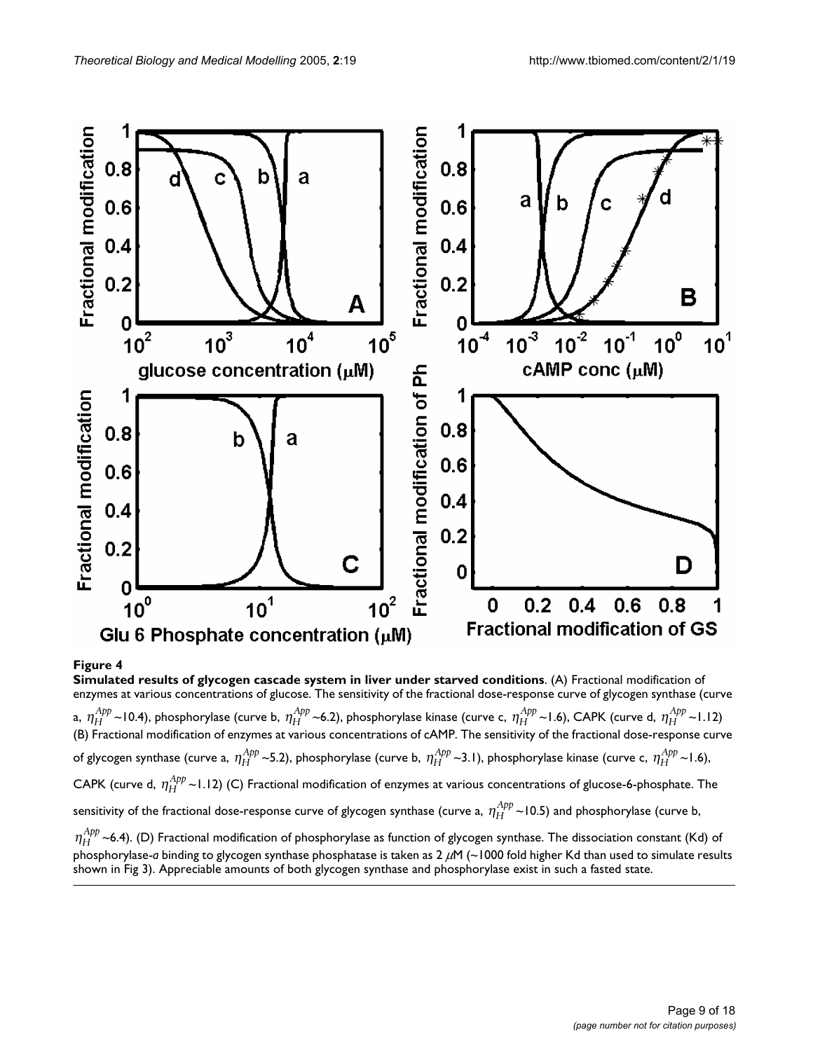**Figure 4**

**Simulated results of glycogen cascade system in liver under starved conditions**. (A) Fractional modification of enzymes at various concentrations of glucose. The sensitivity of the fractional dose-response curve of glycogen synthase (curve a, $\eta_H^{App}$ ~10.4), phosphorylase (curve b, $\eta_H^{App}$ ~6.2), phosphorylase kinase (curve c, $\eta_H^{App}$ ~1.6), CAPK (curve d, $\eta_H^{App}$ ~1.12) (B) Fractional modification of enzymes at various concentrations of cAMP. The sensitivity of the fractional dose-response curve of glycogen synthase (curve a, $\eta_H^{App}$ ~5.2), phosphorylase (curve b, $\eta_H^{App}$ ~3.1), phosphorylase kinase (curve c, $\eta_H^{App}$ ~1.6), CAPK (curve d, $\eta_H^{App}$ ~1.12) (C) Fractional modification of enzymes at various concentrations of glucose-6-phosphate. The sensitivity of the fractional dose-response curve of glycogen synthase (curve a, $\eta_H^{App}$ ~10.5) and phosphorylase (curve b, $\eta_H^{App}$ ~6.4). (D) Fractional modification of phosphorylase as function of glycogen synthase. The dissociation constant (Kd) of phosphorylase-*a* binding to glycogen synthase phosphatase is taken as 2 $\mu$M (~1000 fold higher Kd than used to simulate results shown in Fig 3). Appreciable amounts of both glycogen synthase and phosphorylase exist in such a fasted state.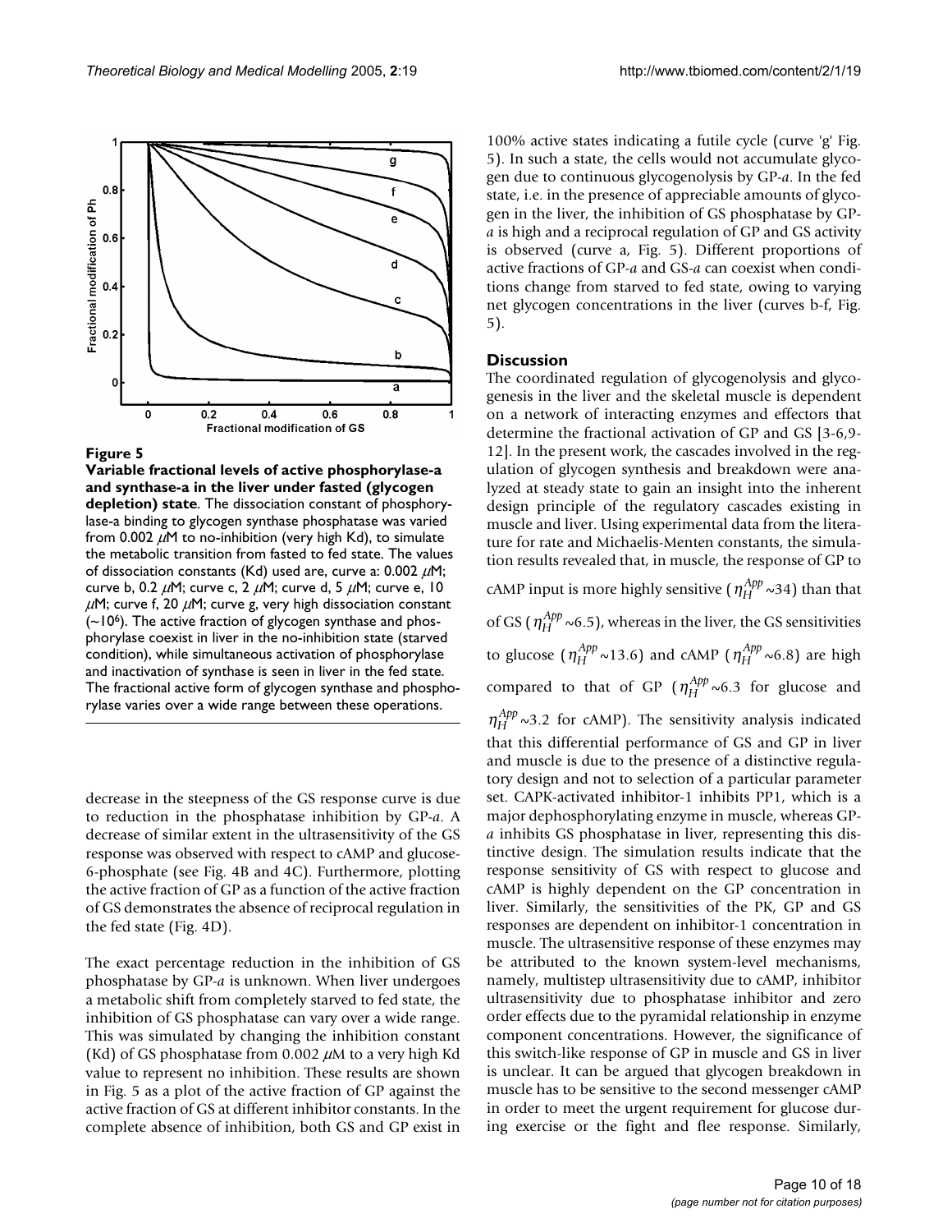**Figure 5**

**Variable fractional levels of active phosphorylase-a and synthase-a in the liver under fasted (glycogen depletion) state**. The dissociation constant of phosphorylase-a binding to glycogen synthase phosphatase was varied from 0.002 $\mu$M to no-inhibition (very high Kd), to simulate the metabolic transition from fasted to fed state. The values of dissociation constants (Kd) used are, curve a: 0.002 $\mu$M; curve b, 0.2 $\mu$M; curve c, 2 $\mu$M; curve d, 5 $\mu$M; curve e, 10 $\mu$M; curve f, 20 $\mu$M; curve g, very high dissociation constant (~$10^6$). The active fraction of glycogen synthase and phosphorylase coexist in liver in the no-inhibition state (starved condition), while simultaneous activation of phosphorylase and inactivation of synthase is seen in liver in the fed state. The fractional active form of glycogen synthase and phosphorylase varies over a wide range between these operations.

decrease in the steepness of the GS response curve is due to reduction in the phosphatase inhibition by GP-*a*. A decrease of similar extent in the ultrasensitivity of the GS response was observed with respect to cAMP and glucose-6-phosphate (see Fig. 4B and 4C). Furthermore, plotting the active fraction of GP as a function of the active fraction of GS demonstrates the absence of reciprocal regulation in the fed state (Fig. 4D).

The exact percentage reduction in the inhibition of GS phosphatase by GP-*a* is unknown. When liver undergoes a metabolic shift from completely starved to fed state, the inhibition of GS phosphatase can vary over a wide range. This was simulated by changing the inhibition constant (Kd) of GS phosphatase from 0.002 $\mu$M to a very high Kd value to represent no inhibition. These results are shown in Fig. 5 as a plot of the active fraction of GP against the active fraction of GS at different inhibitor constants. In the complete absence of inhibition, both GS and GP exist in 100% active states indicating a futile cycle (curve 'g' Fig. 5). In such a state, the cells would not accumulate glycogen due to continuous glycogenolysis by GP-*a*. In the fed state, i.e. in the presence of appreciable amounts of glycogen in the liver, the inhibition of GS phosphatase by GP-*a* is high and a reciprocal regulation of GP and GS activity is observed (curve a, Fig. 5). Different proportions of active fractions of GP-*a* and GS-*a* can coexist when conditions change from starved to fed state, owing to varying net glycogen concentrations in the liver (curves b-f, Fig. 5).

## Discussion

The coordinated regulation of glycogenolysis and glycogenesis in the liver and the skeletal muscle is dependent on a network of interacting enzymes and effectors that determine the fractional activation of GP and GS [3-6,9-12]. In the present work, the cascades involved in the regulation of glycogen synthesis and breakdown were analyzed at steady state to gain an insight into the inherent design principle of the regulatory cascades existing in muscle and liver. Using experimental data from the literature for rate and Michaelis-Menten constants, the simulation results revealed that, in muscle, the response of GP to cAMP input is more highly sensitive ($\eta_H^{App}$ ~34) than that of GS ($\eta_H^{App}$ ~6.5), whereas in the liver, the GS sensitivities to glucose ($\eta_H^{App}$ ~13.6) and cAMP ($\eta_H^{App}$ ~6.8) are high compared to that of GP ($\eta_H^{App}$ ~6.3 for glucose and $\eta_H^{App}$ ~3.2 for cAMP). The sensitivity analysis indicated that this differential performance of GS and GP in liver and muscle is due to the presence of a distinctive regulatory design and not to selection of a particular parameter set. CAPK-activated inhibitor-1 inhibits PP1, which is a major dephosphorylating enzyme in muscle, whereas GP-*a* inhibits GS phosphatase in liver, representing this distinctive design. The simulation results indicate that the response sensitivity of GS with respect to glucose and cAMP is highly dependent on the GP concentration in liver. Similarly, the sensitivities of the PK, GP and GS responses are dependent on inhibitor-1 concentration in muscle. The ultrasensitive response of these enzymes may be attributed to the known system-level mechanisms, namely, multistep ultrasensitivity due to cAMP, inhibitor ultrasensitivity due to phosphatase inhibitor and zero order effects due to the pyramidal relationship in enzyme component concentrations. However, the significance of this switch-like response of GP in muscle and GS in liver is unclear. It can be argued that glycogen breakdown in muscle has to be sensitive to the second messenger cAMP in order to meet the urgent requirement for glucose during exercise or the fight and flee response. Similarly,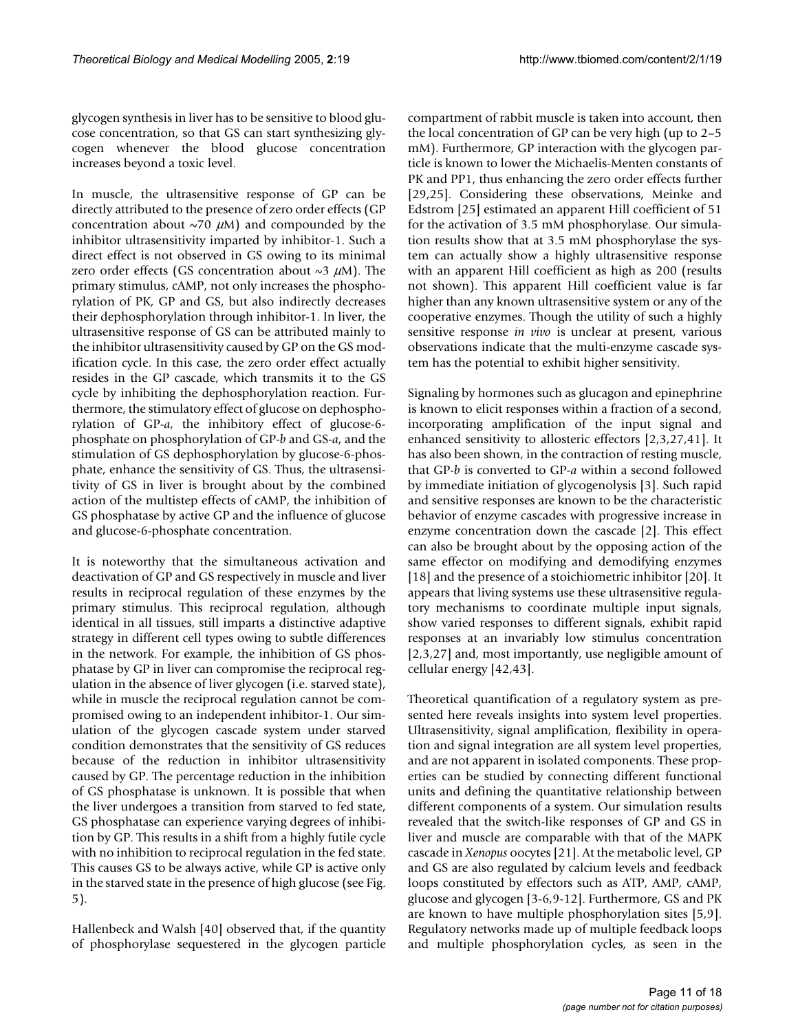glycogen synthesis in liver has to be sensitive to blood glucose concentration, so that GS can start synthesizing glycogen whenever the blood glucose concentration increases beyond a toxic level.

In muscle, the ultrasensitive response of GP can be directly attributed to the presence of zero order effects (GP concentration about ~70 $\mu$M) and compounded by the inhibitor ultrasensitivity imparted by inhibitor-1. Such a direct effect is not observed in GS owing to its minimal zero order effects (GS concentration about ~3 $\mu$M). The primary stimulus, cAMP, not only increases the phosphorylation of PK, GP and GS, but also indirectly decreases their dephosphorylation through inhibitor-1. In liver, the ultrasensitive response of GS can be attributed mainly to the inhibitor ultrasensitivity caused by GP on the GS modification cycle. In this case, the zero order effect actually resides in the GP cascade, which transmits it to the GS cycle by inhibiting the dephosphorylation reaction. Furthermore, the stimulatory effect of glucose on dephosphorylation of GP-*a*, the inhibitory effect of glucose-6-phosphate on phosphorylation of GP-*b* and GS-*a*, and the stimulation of GS dephosphorylation by glucose-6-phosphate, enhance the sensitivity of GS. Thus, the ultrasensitivity of GS in liver is brought about by the combined action of the multistep effects of cAMP, the inhibition of GS phosphatase by active GP and the influence of glucose and glucose-6-phosphate concentration.

It is noteworthy that the simultaneous activation and deactivation of GP and GS respectively in muscle and liver results in reciprocal regulation of these enzymes by the primary stimulus. This reciprocal regulation, although identical in all tissues, still imparts a distinctive adaptive strategy in different cell types owing to subtle differences in the network. For example, the inhibition of GS phosphatase by GP in liver can compromise the reciprocal regulation in the absence of liver glycogen (i.e. starved state), while in muscle the reciprocal regulation cannot be compromised owing to an independent inhibitor-1. Our simulation of the glycogen cascade system under starved condition demonstrates that the sensitivity of GS reduces because of the reduction in inhibitor ultrasensitivity caused by GP. The percentage reduction in the inhibition of GS phosphatase is unknown. It is possible that when the liver undergoes a transition from starved to fed state, GS phosphatase can experience varying degrees of inhibition by GP. This results in a shift from a highly futile cycle with no inhibition to reciprocal regulation in the fed state. This causes GS to be always active, while GP is active only in the starved state in the presence of high glucose (see Fig. 5).

Hallenbeck and Walsh [40] observed that, if the quantity of phosphorylase sequestered in the glycogen particle compartment of rabbit muscle is taken into account, then the local concentration of GP can be very high (up to 2–5 mM). Furthermore, GP interaction with the glycogen particle is known to lower the Michaelis-Menten constants of PK and PP1, thus enhancing the zero order effects further [29,25]. Considering these observations, Meinke and Edstrom [25] estimated an apparent Hill coefficient of 51 for the activation of 3.5 mM phosphorylase. Our simulation results show that at 3.5 mM phosphorylase the system can actually show a highly ultrasensitive response with an apparent Hill coefficient as high as 200 (results not shown). This apparent Hill coefficient value is far higher than any known ultrasensitive system or any of the cooperative enzymes. Though the utility of such a highly sensitive response *in vivo* is unclear at present, various observations indicate that the multi-enzyme cascade system has the potential to exhibit higher sensitivity.

Signaling by hormones such as glucagon and epinephrine is known to elicit responses within a fraction of a second, incorporating amplification of the input signal and enhanced sensitivity to allosteric effectors [2,3,27,41]. It has also been shown, in the contraction of resting muscle, that GP-*b* is converted to GP-*a* within a second followed by immediate initiation of glycogenolysis [3]. Such rapid and sensitive responses are known to be the characteristic behavior of enzyme cascades with progressive increase in enzyme concentration down the cascade [2]. This effect can also be brought about by the opposing action of the same effector on modifying and demodifying enzymes [18] and the presence of a stoichiometric inhibitor [20]. It appears that living systems use these ultrasensitive regulatory mechanisms to coordinate multiple input signals, show varied responses to different signals, exhibit rapid responses at an invariably low stimulus concentration [2,3,27] and, most importantly, use negligible amount of cellular energy [42,43].

Theoretical quantification of a regulatory system as presented here reveals insights into system level properties. Ultrasensitivity, signal amplification, flexibility in operation and signal integration are all system level properties, and are not apparent in isolated components. These properties can be studied by connecting different functional units and defining the quantitative relationship between different components of a system. Our simulation results revealed that the switch-like responses of GP and GS in liver and muscle are comparable with that of the MAPK cascade in *Xenopus* oocytes [21]. At the metabolic level, GP and GS are also regulated by calcium levels and feedback loops constituted by effectors such as ATP, AMP, cAMP, glucose and glycogen [3-6,9-12]. Furthermore, GS and PK are known to have multiple phosphorylation sites [5,9]. Regulatory networks made up of multiple feedback loops and multiple phosphorylation cycles, as seen in the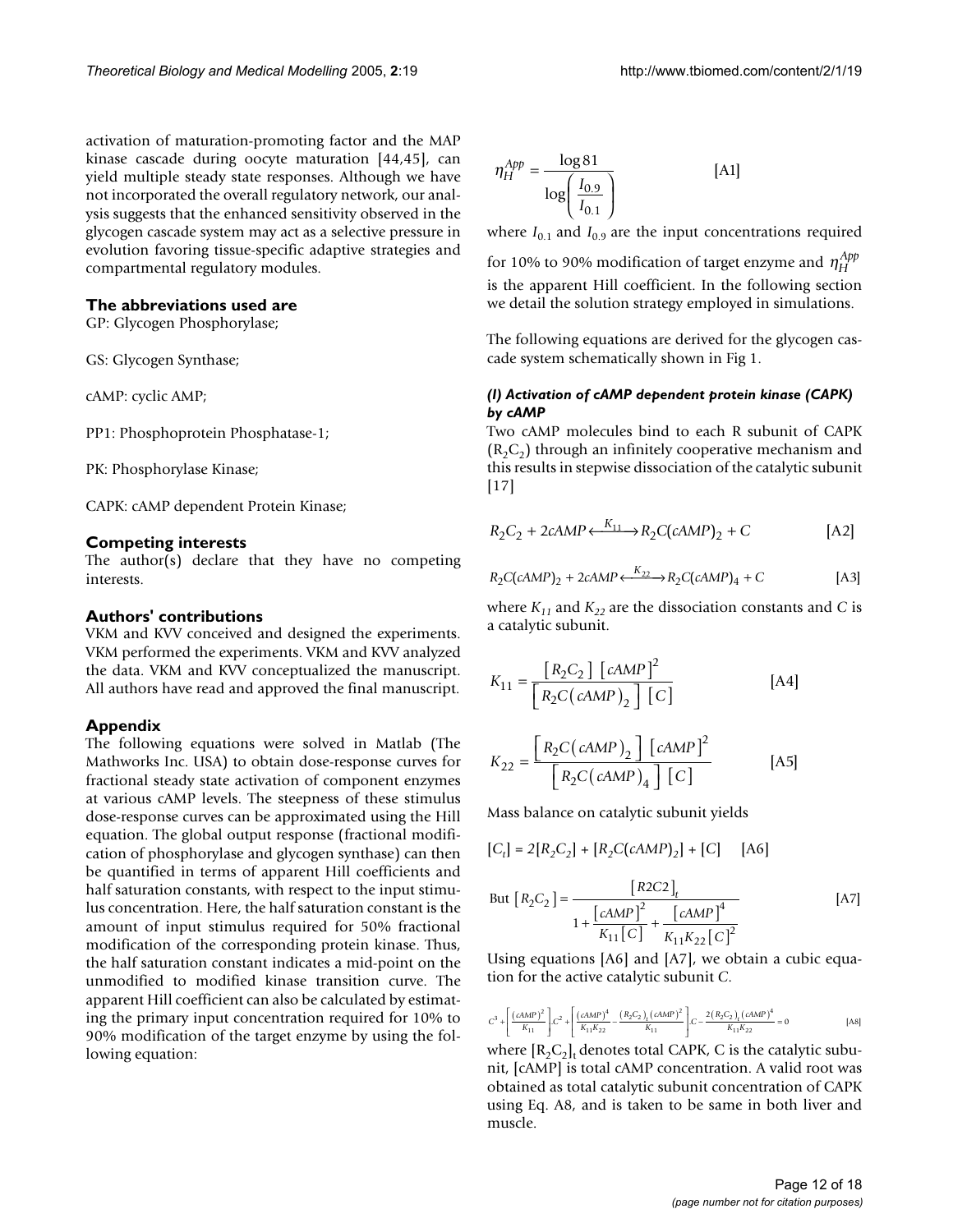activation of maturation-promoting factor and the MAP kinase cascade during oocyte maturation [44,45], can yield multiple steady state responses. Although we have not incorporated the overall regulatory network, our analysis suggests that the enhanced sensitivity observed in the glycogen cascade system may act as a selective pressure in evolution favoring tissue-specific adaptive strategies and compartmental regulatory modules.

## The abbreviations used are

GP: Glycogen Phosphorylase;

GS: Glycogen Synthase;

cAMP: cyclic AMP;

PP1: Phosphoprotein Phosphatase-1;

PK: Phosphorylase Kinase;

CAPK: cAMP dependent Protein Kinase;

## Competing interests

The author(s) declare that they have no competing interests.

## Authors' contributions

VKM and KVV conceived and designed the experiments. VKM performed the experiments. VKM and KVV analyzed the data. VKM and KVV conceptualized the manuscript. All authors have read and approved the final manuscript.

## Appendix

The following equations were solved in Matlab (The Mathworks Inc. USA) to obtain dose-response curves for fractional steady state activation of component enzymes at various cAMP levels. The steepness of these stimulus dose-response curves can be approximated using the Hill equation. The global output response (fractional modification of phosphorylase and glycogen synthase) can then be quantified in terms of apparent Hill coefficients and half saturation constants, with respect to the input stimulus concentration. Here, the half saturation constant is the amount of input stimulus required for 50% fractional modification of the corresponding protein kinase. Thus, the half saturation constant indicates a mid-point on the unmodified to modified kinase transition curve. The apparent Hill coefficient can also be calculated by estimating the primary input concentration required for 10% to 90% modification of the target enzyme by using the following equation:

$$\eta_H^{App} = \frac{\log 81}{\log\left(\frac{I_{0.9}}{I_{0.1}}\right)} \quad \text{[A1]}$$

where $I_{0.1}$ and $I_{0.9}$ are the input concentrations required for 10% to 90% modification of target enzyme and $\eta_H^{App}$ is the apparent Hill coefficient. In the following section we detail the solution strategy employed in simulations.

The following equations are derived for the glycogen cascade system schematically shown in Fig 1.

### *(I) Activation of cAMP dependent protein kinase (CAPK) by cAMP*

Two cAMP molecules bind to each R subunit of CAPK ($R_2C_2$) through an infinitely cooperative mechanism and this results in stepwise dissociation of the catalytic subunit [17]

$$R_2C_2 + 2cAMP \xleftrightarrow{K_{11}} R_2C(cAMP)_2 + C \quad \text{[A2]}$$

$$R_2C(cAMP)_2 + 2cAMP \xleftrightarrow{K_{22}} R_2C(cAMP)_4 + C \quad \text{[A3]}$$

where $K_{11}$ and $K_{22}$ are the dissociation constants and $C$ is a catalytic subunit.

$$K_{11} = \frac{[R_2C_2]\,[cAMP]^2}{[R_2C(cAMP)_2]\,[C]} \quad \text{[A4]}$$

$$K_{22} = \frac{[R_2C(cAMP)_2]\,[cAMP]^2}{[R_2C(cAMP)_4]\,[C]} \quad \text{[A5]}$$

Mass balance on catalytic subunit yields

$$[C_t] = 2[R_2C_2] + [R_2C(cAMP)_2] + [C] \quad \text{[A6]}$$

$$\text{But } [R_2C_2] = \frac{[R2C2]_t}{1 + \frac{[cAMP]^2}{K_{11}[C]} + \frac{[cAMP]^4}{K_{11}K_{22}[C]^2}} \quad \text{[A7]}$$

Using equations [A6] and [A7], we obtain a cubic equation for the active catalytic subunit $C$.

$$C^3 + \left[\frac{(cAMP)^2}{K_{11}}\right]C^2 + \left[\frac{(cAMP)^4}{K_{11}K_{22}} - \frac{(R_2C_2)_t(cAMP)^2}{K_{11}}\right]C - \frac{2(R_2C_2)_t(cAMP)^4}{K_{11}K_{22}} = 0 \quad \text{[A8]}$$

where $[R_2C_2]_t$ denotes total CAPK, C is the catalytic subunit, [cAMP] is total cAMP concentration. A valid root was obtained as total catalytic subunit concentration of CAPK using Eq. A8, and is taken to be same in both liver and muscle.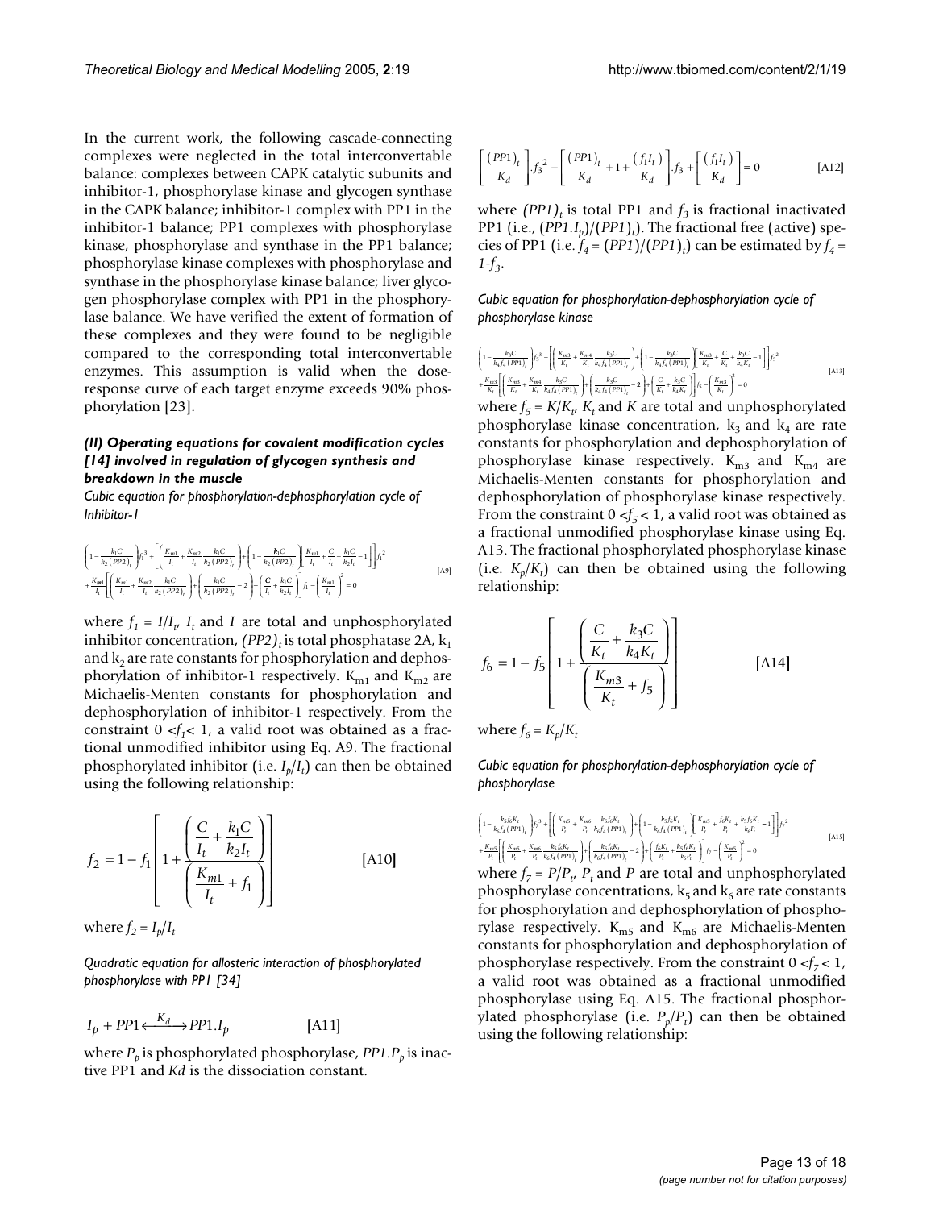In the current work, the following cascade-connecting complexes were neglected in the total interconvertable balance: complexes between CAPK catalytic subunits and inhibitor-1, phosphorylase kinase and glycogen synthase in the CAPK balance; inhibitor-1 complex with PP1 in the inhibitor-1 balance; PP1 complexes with phosphorylase kinase, phosphorylase and synthase in the PP1 balance; phosphorylase kinase complexes with phosphorylase and synthase in the phosphorylase kinase balance; liver glycogen phosphorylase complex with PP1 in the phosphorylase balance. We have verified the extent of formation of these complexes and they were found to be negligible compared to the corresponding total interconvertable enzymes. This assumption is valid when the dose-response curve of each target enzyme exceeds 90% phosphorylation [23].

#### *(II) Operating equations for covalent modification cycles [14] involved in regulation of glycogen synthesis and breakdown in the muscle*

*Cubic equation for phosphorylation-dephosphorylation cycle of Inhibitor-1*

$$\left(1-\frac{k_1C}{k_2(PP2)_t}\right)f_1^3+\left[\left(\frac{K_{m1}}{I_t}+\frac{K_{m2}}{I_t}\frac{k_1C}{k_2(PP2)_t}\right)+\left(1-\frac{k_1C}{k_2(PP2)_t}\right)\left(\frac{K_{m1}}{I_t}+\frac{C}{I_t}+\frac{k_1C}{k_2I_t}-1\right)\right]f_1^2+\frac{K_{m1}}{I_t}\left[\left(\frac{K_{m1}}{I_t}+\frac{K_{m2}}{I_t}\frac{k_1C}{k_2(PP2)_t}\right)+\left(\frac{k_1C}{k_2(PP2)_t}-2\right)+\left(\frac{C}{I_t}+\frac{k_1C}{k_2I_t}\right)\right]f_1-\left(\frac{K_{m1}}{I_t}\right)^2=0 \quad \text{[A9]}$$

where $f_1 = I/I_t$, $I_t$ and $I$ are total and unphosphorylated inhibitor concentration, $(PP2)_t$ is total phosphatase 2A, $k_1$ and $k_2$ are rate constants for phosphorylation and dephosphorylation of inhibitor-1 respectively. $K_{m1}$ and $K_{m2}$ are Michaelis-Menten constants for phosphorylation and dephosphorylation of inhibitor-1 respectively. From the constraint $0 < f_1 < 1$, a valid root was obtained as a fractional unmodified inhibitor using Eq. A9. The fractional phosphorylated inhibitor (i.e. $I_p/I_t$) can then be obtained using the following relationship:

$$f_2 = 1 - f_1\left[1+\frac{\left(\dfrac{C}{I_t}+\dfrac{k_1C}{k_2I_t}\right)}{\left(\dfrac{K_{m1}}{I_t}+f_1\right)}\right] \quad \text{[A10]}$$

where $f_2 = I_p/I_t$

*Quadratic equation for allosteric interaction of phosphorylated phosphorylase with PP1 [34]*

$$I_p + PP1 \xleftrightarrow{K_d} PP1.I_p \quad \text{[A11]}$$

where $P_p$ is phosphorylated phosphorylase, $PP1.P_p$ is inactive PP1 and $Kd$ is the dissociation constant.

$$\left[\frac{(PP1)_t}{K_d}\right].f_3^2-\left[\frac{(PP1)_t}{K_d}+1+\frac{(f_1I_t)}{K_d}\right].f_3+\left[\frac{(f_1I_t)}{K_d}\right]=0 \quad \text{[A12]}$$

where $(PP1)_t$ is total PP1 and $f_3$ is fractional inactivated PP1 (i.e., $(PP1.I_p)/(PP1)_t$). The fractional free (active) species of PP1 (i.e. $f_4 = (PP1)/(PP1)_t$) can be estimated by $f_4 = 1-f_3$.

*Cubic equation for phosphorylation-dephosphorylation cycle of phosphorylase kinase*

$$\left(1-\frac{k_3C}{k_4f_4(PP1)_t}\right)f_5^3+\left[\left(\frac{K_{m3}}{K_t}+\frac{K_{m4}}{K_t}\frac{k_3C}{k_4f_4(PP1)_t}\right)+\left(1-\frac{k_3C}{k_4f_4(PP1)_t}\right)\left(\frac{K_{m3}}{K_t}+\frac{C}{K_t}+\frac{k_3C}{k_4K_t}-1\right)\right]f_5^2+\frac{K_{m3}}{K_t}\left[\left(\frac{K_{m3}}{K_t}+\frac{K_{m4}}{K_t}\frac{k_3C}{k_4f_4(PP1)_t}\right)+\left(\frac{k_3C}{k_4f_4(PP1)_t}-2\right)+\left(\frac{C}{K_t}+\frac{k_3C}{k_4K_t}\right)\right]f_5-\left(\frac{K_{m3}}{K_t}\right)^2=0 \quad \text{[A13]}$$

where $f_5 = K/K_t$, $K_t$ and $K$ are total and unphosphorylated phosphorylase kinase concentration, $k_3$ and $k_4$ are rate constants for phosphorylation and dephosphorylation of phosphorylase kinase respectively. $K_{m3}$ and $K_{m4}$ are Michaelis-Menten constants for phosphorylation and dephosphorylation of phosphorylase kinase respectively. From the constraint $0 < f_5 < 1$, a valid root was obtained as a fractional unmodified phosphorylase kinase using Eq. A13. The fractional phosphorylated phosphorylase kinase (i.e. $K_p/K_t$) can then be obtained using the following relationship:

$$f_6 = 1 - f_5\left[1+\frac{\left(\dfrac{C}{K_t}+\dfrac{k_3C}{k_4K_t}\right)}{\left(\dfrac{K_{m3}}{K_t}+f_5\right)}\right] \quad \text{[A14]}$$

where $f_6 = K_p/K_t$

*Cubic equation for phosphorylation-dephosphorylation cycle of phosphorylase*

$$\left(1-\frac{k_5f_6K_t}{k_6f_4(PP1)_t}\right)f_7^3+\left[\left(\frac{K_{m5}}{P_t}+\frac{K_{m6}}{P_t}\frac{k_5f_6K_t}{k_6f_4(PP1)_t}\right)+\left(1-\frac{k_5f_6K_t}{k_6f_4(PP1)_t}\right)\left(\frac{K_{m5}}{P_t}+\frac{f_6K_t}{P_t}+\frac{k_5f_6K_t}{k_6P_t}-1\right)\right]f_7^2+\frac{K_{m5}}{P_t}\left[\left(\frac{K_{m5}}{P_t}+\frac{K_{m6}}{P_t}\frac{k_5f_6K_t}{k_6f_4(PP1)_t}\right)+\left(\frac{k_5f_6K_t}{k_6f_4(PP1)_t}-2\right)+\left(\frac{f_6K_t}{P_t}+\frac{k_5f_6K_t}{k_6P_t}\right)\right]f_7-\left(\frac{K_{m5}}{P_t}\right)^2=0 \quad \text{[A15]}$$

where $f_7 = P/P_t$, $P_t$ and $P$ are total and unphosphorylated phosphorylase concentrations, $k_5$ and $k_6$ are rate constants for phosphorylation and dephosphorylation of phosphorylase respectively. $K_{m5}$ and $K_{m6}$ are Michaelis-Menten constants for phosphorylation and dephosphorylation of phosphorylase respectively. From the constraint $0 < f_7 < 1$, a valid root was obtained as a fractional unmodified phosphorylase using Eq. A15. The fractional phosphorylated phosphorylase (i.e. $P_p/P_t$) can then be obtained using the following relationship: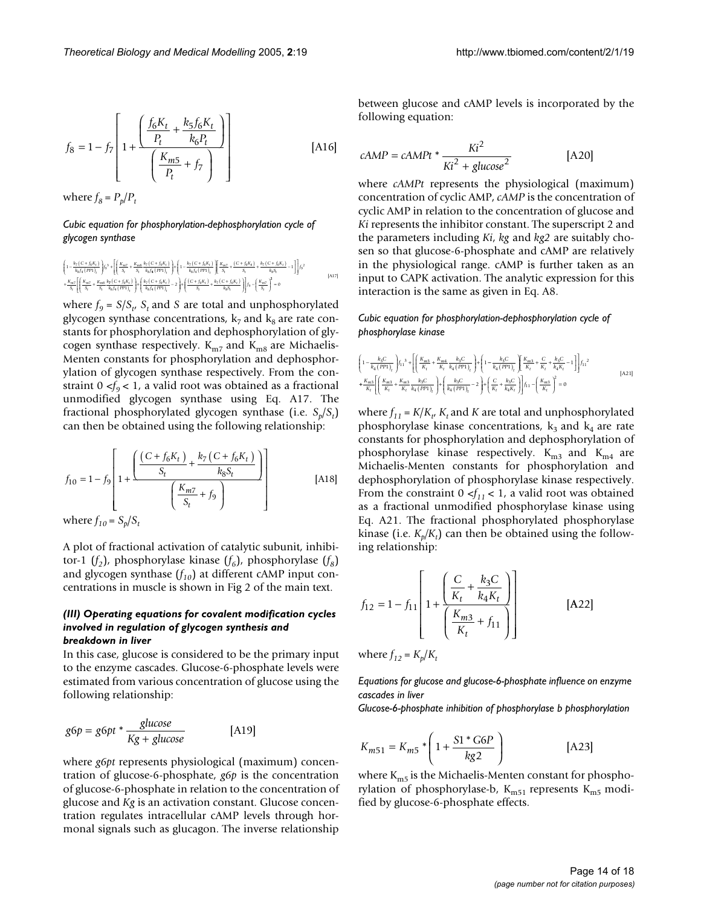$$f_8 = 1 - f_7 \left[ 1 + \frac{\left( \frac{f_6 K_t}{P_t} + \frac{k_5 f_6 K_t}{k_6 P_t} \right)}{\left( \frac{K_{m5}}{P_t} + f_7 \right)} \right] \quad \text{[A16]}$$

where $f_8 = P_p/P_t$

*Cubic equation for phosphorylation-dephosphorylation cycle of glycogen synthase*

$$\left(1 - \frac{k_7 (C + f_6 K_t)}{k_8 f_4 (PP1)_t}\right) f_9^3 + \left[\left(\frac{K_{m7}}{S_t} + \frac{K_{m8}}{S_t} \frac{k_7 (C + f_6 K_t)}{k_8 f_4 (PP1)_t}\right) + \left(1 - \frac{k_7 (C + f_6 K_t)}{k_8 f_4 (PP1)_t}\right)\left(\frac{K_{m7}}{S_t} + \frac{(C + f_6 K_t)}{S_t} + \frac{k_7 (C + f_6 K_t)}{k_8 S_t} - 1\right)\right] f_9^2$$
$$+ \frac{K_{m7}}{S_t}\left[\left(\frac{K_{m7}}{S_t} + \frac{K_{m8}}{S_t} \frac{k_7 (C + f_6 K_t)}{k_8 f_4 (PP1)_t}\right) + \left(\frac{k_7 (C + f_6 K_t)}{k_8 f_4 (PP1)_t} - 2\right) + \left(\frac{(C + f_6 K_t)}{S_t} + \frac{k_7 (C + f_6 K_t)}{k_8 S_t}\right)\right] f_9 - \left(\frac{K_{m7}}{S_t}\right)^2 = 0 \quad \text{[A17]}$$

where $f_9 = S/S_t$, $S_t$ and $S$ are total and unphosphorylated glycogen synthase concentrations, $k_7$ and $k_8$ are rate constants for phosphorylation and dephosphorylation of glycogen synthase respectively. $K_{m7}$ and $K_{m8}$ are Michaelis-Menten constants for phosphorylation and dephosphorylation of glycogen synthase respectively. From the constraint $0 < f_9 < 1$, a valid root was obtained as a fractional unmodified glycogen synthase using Eq. A17. The fractional phosphorylated glycogen synthase (i.e. $S_p/S_t$) can then be obtained using the following relationship:

$$f_{10} = 1 - f_9 \left[ 1 + \frac{\left( \frac{(C + f_6 K_t)}{S_t} + \frac{k_7 (C + f_6 K_t)}{k_8 S_t} \right)}{\left( \frac{K_{m7}}{S_t} + f_9 \right)} \right] \quad \text{[A18]}$$

where $f_{10} = S_p/S_t$

A plot of fractional activation of catalytic subunit, inhibitor-1 ($f_2$), phosphorylase kinase ($f_6$), phosphorylase ($f_8$) and glycogen synthase ($f_{10}$) at different cAMP input concentrations in muscle is shown in Fig 2 of the main text.

### *(III) Operating equations for covalent modification cycles involved in regulation of glycogen synthesis and breakdown in liver*

In this case, glucose is considered to be the primary input to the enzyme cascades. Glucose-6-phosphate levels were estimated from various concentration of glucose using the following relationship:

$$g6p = g6pt * \frac{glucose}{Kg + glucose} \quad \text{[A19]}$$

where *g6pt* represents physiological (maximum) concentration of glucose-6-phosphate, *g6p* is the concentration of glucose-6-phosphate in relation to the concentration of glucose and *Kg* is an activation constant. Glucose concentration regulates intracellular cAMP levels through hormonal signals such as glucagon. The inverse relationship between glucose and cAMP levels is incorporated by the following equation:

$$cAMP = cAMPt * \frac{Ki^2}{Ki^2 + glucose^2} \quad \text{[A20]}$$

where *cAMPt* represents the physiological (maximum) concentration of cyclic AMP, *cAMP* is the concentration of cyclic AMP in relation to the concentration of glucose and *Ki* represents the inhibitor constant. The superscript 2 and the parameters including *Ki*, *kg* and *kg2* are suitably chosen so that glucose-6-phosphate and cAMP are relatively in the physiological range. cAMP is further taken as an input to CAPK activation. The analytic expression for this interaction is the same as given in Eq. A8.

*Cubic equation for phosphorylation-dephosphorylation cycle of phosphorylase kinase*

$$\left(1 - \frac{k_3 C}{k_4 (PP1)_t}\right) f_{11}^3 + \left[\left(\frac{K_{m3}}{K_t} + \frac{K_{m4}}{K_t} \frac{k_3 C}{k_4 (PP1)_t}\right) + \left(1 - \frac{k_3 C}{k_4 (PP1)_t}\right)\left(\frac{K_{m3}}{K_t} + \frac{C}{K_t} + \frac{k_3 C}{k_4 K_t} - 1\right)\right] f_{11}^2$$
$$+ \frac{K_{m3}}{K_t}\left[\left(\frac{K_{m3}}{K_t} + \frac{K_{m3}}{K_t} \frac{k_3 C}{k_4 (PP1)_t}\right) + \left(\frac{k_3 C}{k_4 (PP1)_t} - 2\right) + \left(\frac{C}{K_t} + \frac{k_3 C}{k_4 K_t}\right)\right] f_{11} - \left(\frac{K_{m3}}{K_t}\right)^2 = 0 \quad \text{[A21]}$$

where $f_{11} = K/K_t$, $K_t$ and $K$ are total and unphosphorylated phosphorylase kinase concentrations, $k_3$ and $k_4$ are rate constants for phosphorylation and dephosphorylation of phosphorylase kinase respectively. $K_{m3}$ and $K_{m4}$ are Michaelis-Menten constants for phosphorylation and dephosphorylation of phosphorylase kinase respectively. From the constraint $0 < f_{11} < 1$, a valid root was obtained as a fractional unmodified phosphorylase kinase using Eq. A21. The fractional phosphorylated phosphorylase kinase (i.e. $K_p/K_t$) can then be obtained using the following relationship:

$$f_{12} = 1 - f_{11} \left[ 1 + \frac{\left( \frac{C}{K_t} + \frac{k_3 C}{k_4 K_t} \right)}{\left( \frac{K_{m3}}{K_t} + f_{11} \right)} \right] \quad \text{[A22]}$$

where $f_{12} = K_p/K_t$

*Equations for glucose and glucose-6-phosphate influence on enzyme cascades in liver*

*Glucose-6-phosphate inhibition of phosphorylase b phosphorylation*

$$K_{m51} = K_{m5} * \left( 1 + \frac{S1 * G6P}{kg2} \right) \quad \text{[A23]}$$

where $K_{m5}$ is the Michaelis-Menten constant for phosphorylation of phosphorylase-b, $K_{m51}$ represents $K_{m5}$ modified by glucose-6-phosphate effects.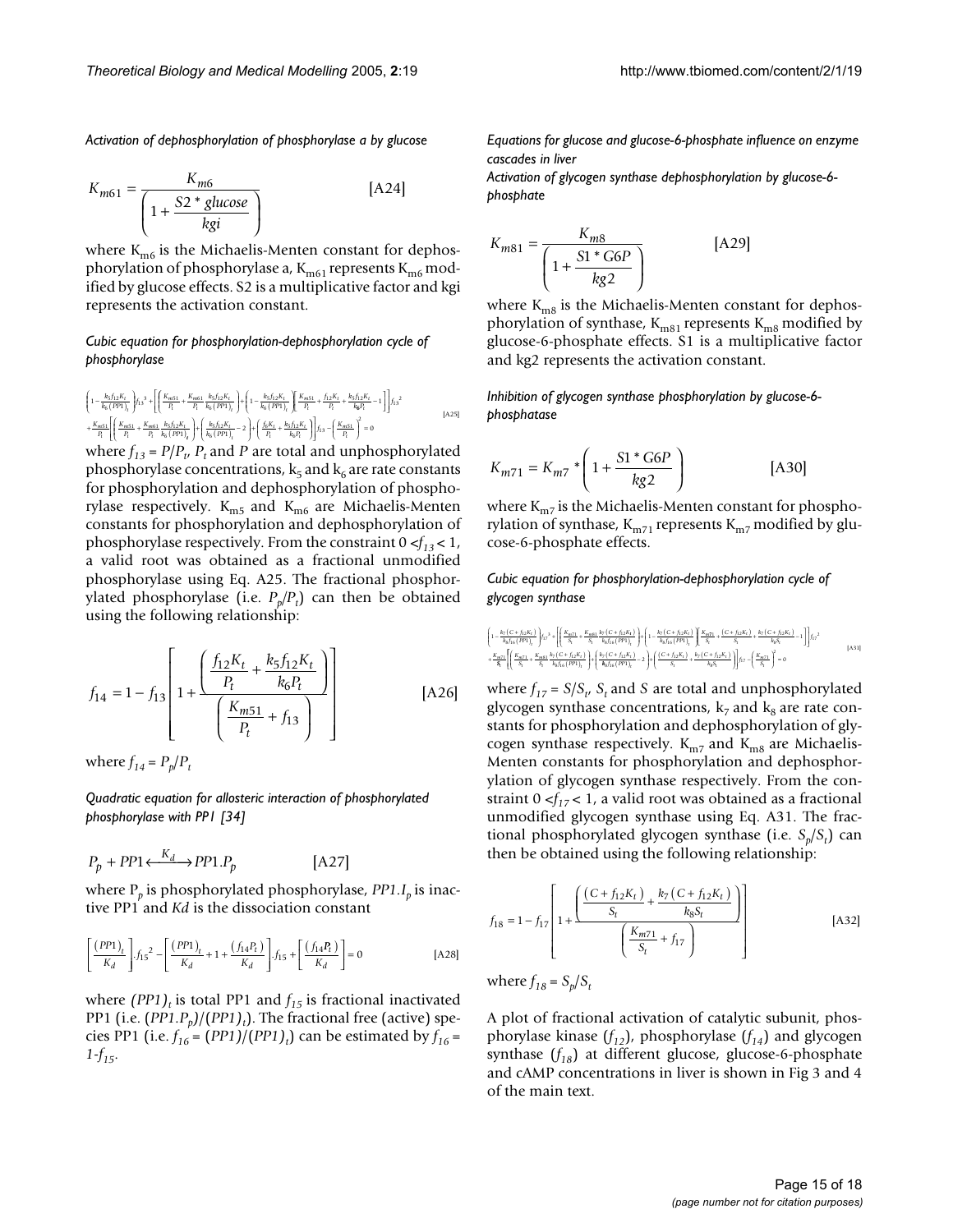*Activation of dephosphorylation of phosphorylase a by glucose*

$$K_{m61} = \frac{K_{m6}}{\left(1 + \frac{S2 * glucose}{kgi}\right)} \qquad \text{[A24]}$$

where $K_{m6}$ is the Michaelis-Menten constant for dephosphorylation of phosphorylase a, $K_{m61}$ represents $K_{m6}$ modified by glucose effects. S2 is a multiplicative factor and kgi represents the activation constant.

*Cubic equation for phosphorylation-dephosphorylation cycle of phosphorylase*

$$\left(1-\frac{k_5 f_{12}K_t}{k_6 (PP1)_t}\right)f_{13}^3+\left[\left(\frac{K_{m51}}{P_t}+\frac{K_{m61}}{P_t}\frac{k_5 f_{12}K_t}{k_6 (PP1)_t}\right)+\left(1-\frac{k_5 f_{12}K_t}{k_6 (PP1)_t}\right)\left(\frac{K_{m51}}{P_t}+\frac{f_{12}K_t}{P_t}+\frac{k_5 f_{12}K_t}{k_6 P_t}-1\right)\right]f_{13}^2$$
$$+\frac{K_{m51}}{P_t}\left[\left(\frac{K_{m51}}{P_t}+\frac{K_{m61}}{P_t}\frac{k_5 f_{12}K_t}{k_6 (PP1)_t}\right)+\left(\frac{k_5 f_{12}K_t}{k_6 (PP1)_t}-2\right)+\left(\frac{f_{12}K_t}{P_t}+\frac{k_5 f_{12}K_t}{k_6 P_t}\right)\right]f_{13}-\left(\frac{K_{m51}}{P_t}\right)^2=0 \qquad \text{[A25]}$$

where $f_{13} = P/P_t$, $P_t$ and $P$ are total and unphosphorylated phosphorylase concentrations, $k_5$ and $k_6$ are rate constants for phosphorylation and dephosphorylation of phosphorylase respectively. $K_{m5}$ and $K_{m6}$ are Michaelis-Menten constants for phosphorylation and dephosphorylation of phosphorylase respectively. From the constraint $0 < f_{13} < 1$, a valid root was obtained as a fractional unmodified phosphorylase using Eq. A25. The fractional phosphorylated phosphorylase (i.e. $P_p/P_t$) can then be obtained using the following relationship:

$$f_{14} = 1 - f_{13}\left[1 + \frac{\left(\frac{f_{12}K_t}{P_t} + \frac{k_5 f_{12} K_t}{k_6 P_t}\right)}{\left(\frac{K_{m51}}{P_t} + f_{13}\right)}\right] \qquad \text{[A26]}$$

where $f_{14} = P_p/P_t$

*Quadratic equation for allosteric interaction of phosphorylated phosphorylase with PP1 [34]*

$$P_p + PP1 \xleftrightarrow{K_d} PP1.P_p \qquad \text{[A27]}$$

where $P_p$ is phosphorylated phosphorylase, $PP1.I_p$ is inactive PP1 and $Kd$ is the dissociation constant

$$\left[\frac{(PP1)_t}{K_d}\right].f_{15}^2 - \left[\frac{(PP1)_t}{K_d} + 1 + \frac{(f_{14}P_t)}{K_d}\right].f_{15} + \left[\frac{(f_{14}P_t)}{K_d}\right] = 0 \qquad \text{[A28]}$$

where $(PP1)_t$ is total PP1 and $f_{15}$ is fractional inactivated PP1 (i.e. $(PP1.P_p)/(PP1)_t$). The fractional free (active) species PP1 (i.e. $f_{16} = (PP1)/(PP1)_t$) can be estimated by $f_{16} = 1-f_{15}$.

*Equations for glucose and glucose-6-phosphate influence on enzyme cascades in liver*

*Activation of glycogen synthase dephosphorylation by glucose-6-phosphate*

$$K_{m81} = \frac{K_{m8}}{\left(1 + \frac{S1 * G6P}{kg2}\right)} \qquad \text{[A29]}$$

where $K_{m8}$ is the Michaelis-Menten constant for dephosphorylation of synthase, $K_{m81}$ represents $K_{m8}$ modified by glucose-6-phosphate effects. S1 is a multiplicative factor and kg2 represents the activation constant.

*Inhibition of glycogen synthase phosphorylation by glucose-6-phosphatase*

$$K_{m71} = K_{m7} * \left(1 + \frac{S1 * G6P}{kg2}\right) \qquad \text{[A30]}$$

where $K_{m7}$ is the Michaelis-Menten constant for phosphorylation of synthase, $K_{m71}$ represents $K_{m7}$ modified by glucose-6-phosphate effects.

*Cubic equation for phosphorylation-dephosphorylation cycle of glycogen synthase*

$$\left(1-\frac{k_7 (C+f_{12}K_t)}{k_8 f_{16}(PP1)_t}\right)f_{17}^3+\left[\left(\frac{K_{m71}}{S_t}+\frac{K_{m81}}{S_t}\frac{k_7 (C+f_{12}K_t)}{k_8 f_{16}(PP1)_t}\right)+\left(1-\frac{k_7 (C+f_{12}K_t)}{k_8 f_{16}(PP1)_t}\right)\left(\frac{K_{m71}}{S_t}+\frac{(C+f_{12}K_t)}{S_t}+\frac{k_7 (C+f_{12}K_t)}{k_8 S_t}-1\right)\right]f_{17}^2$$
$$+\frac{K_{m71}}{S_t}\left[\left(\frac{K_{m71}}{S_t}+\frac{K_{m81}}{S_t}\frac{k_7 (C+f_{12}K_t)}{k_8 f_{16}(PP1)_t}\right)+\left(\frac{k_7 (C+f_{12}K_t)}{k_8 f_{16}(PP1)_t}-2\right)+\left(\frac{(C+f_{12}K_t)}{S_t}+\frac{k_7 (C+f_{12}K_t)}{k_8 S_t}\right)\right]f_{17}-\left(\frac{K_{m71}}{S_t}\right)^2=0 \qquad \text{[A31]}$$

where $f_{17} = S/S_t$, $S_t$ and $S$ are total and unphosphorylated glycogen synthase concentrations, $k_7$ and $k_8$ are rate constants for phosphorylation and dephosphorylation of glycogen synthase respectively. $K_{m7}$ and $K_{m8}$ are Michaelis-Menten constants for phosphorylation and dephosphorylation of glycogen synthase respectively. From the constraint $0 < f_{17} < 1$, a valid root was obtained as a fractional unmodified glycogen synthase using Eq. A31. The fractional phosphorylated glycogen synthase (i.e. $S_p/S_t$) can then be obtained using the following relationship:

$$f_{18} = 1 - f_{17}\left[1 + \frac{\left(\frac{(C + f_{12}K_t)}{S_t} + \frac{k_7 (C + f_{12}K_t)}{k_8 S_t}\right)}{\left(\frac{K_{m71}}{S_t} + f_{17}\right)}\right] \qquad \text{[A32]}$$

where $f_{18} = S_p/S_t$

A plot of fractional activation of catalytic subunit, phosphorylase kinase ($f_{12}$), phosphorylase ($f_{14}$) and glycogen synthase ($f_{18}$) at different glucose, glucose-6-phosphate and cAMP concentrations in liver is shown in Fig 3 and 4 of the main text.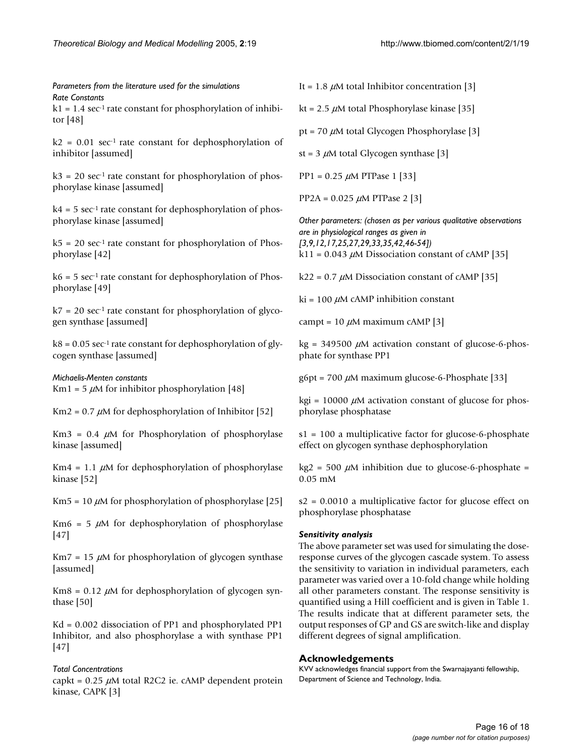*Parameters from the literature used for the simulations*

*Rate Constants*

k1 = 1.4 $sec^{-1}$ rate constant for phosphorylation of inhibitor [48]

k2 = 0.01 $sec^{-1}$ rate constant for dephosphorylation of inhibitor [assumed]

k3 = 20 $sec^{-1}$ rate constant for phosphorylation of phosphorylase kinase [assumed]

k4 = 5 $sec^{-1}$ rate constant for dephosphorylation of phosphorylase kinase [assumed]

k5 = 20 $sec^{-1}$ rate constant for phosphorylation of Phosphorylase [42]

k6 = 5 $sec^{-1}$ rate constant for dephosphorylation of Phosphorylase [49]

k7 = 20 $sec^{-1}$ rate constant for phosphorylation of glycogen synthase [assumed]

k8 = 0.05 $sec^{-1}$ rate constant for dephosphorylation of glycogen synthase [assumed]

*Michaelis-Menten constants*

Km1 = 5 $\mu$M for inhibitor phosphorylation [48]

Km2 = 0.7 $\mu$M for dephosphorylation of Inhibitor [52]

Km3 = 0.4 $\mu$M for Phosphorylation of phosphorylase kinase [assumed]

Km4 = 1.1 $\mu$M for dephosphorylation of phosphorylase kinase [52]

Km5 = 10 $\mu$M for phosphorylation of phosphorylase [25]

Km6 = 5 $\mu$M for dephosphorylation of phosphorylase [47]

Km7 = 15 $\mu$M for phosphorylation of glycogen synthase [assumed]

Km8 = 0.12 $\mu$M for dephosphorylation of glycogen synthase [50]

Kd = 0.002 dissociation of PP1 and phosphorylated PP1 Inhibitor, and also phosphorylase a with synthase PP1 [47]

*Total Concentrations*

capkt = 0.25 $\mu$M total R2C2 ie. cAMP dependent protein kinase, CAPK [3]

It = 1.8 $\mu$M total Inhibitor concentration [3]

kt = 2.5 $\mu$M total Phosphorylase kinase [35]

pt = 70 $\mu$M total Glycogen Phosphorylase [3]

st = 3 $\mu$M total Glycogen synthase [3]

PP1 = 0.25 $\mu$M PTPase 1 [33]

PP2A = 0.025 $\mu$M PTPase 2 [3]

*Other parameters: (chosen as per various qualitative observations are in physiological ranges as given in [3,9,12,17,25,27,29,33,35,42,46-54])*

k11 = 0.043 $\mu$M Dissociation constant of cAMP [35]

k22 = 0.7 $\mu$M Dissociation constant of cAMP [35]

ki = 100 $\mu$M cAMP inhibition constant

campt = 10 $\mu$M maximum cAMP [3]

kg = 349500 $\mu$M activation constant of glucose-6-phosphate for synthase PP1

g6pt = 700 $\mu$M maximum glucose-6-Phosphate [33]

kgi = 10000 $\mu$M activation constant of glucose for phosphorylase phosphatase

s1 = 100 a multiplicative factor for glucose-6-phosphate effect on glycogen synthase dephosphorylation

kg2 = 500 $\mu$M inhibition due to glucose-6-phosphate = 0.05 mM

s2 = 0.0010 a multiplicative factor for glucose effect on phosphorylase phosphatase

### *Sensitivity analysis*

The above parameter set was used for simulating the dose-response curves of the glycogen cascade system. To assess the sensitivity to variation in individual parameters, each parameter was varied over a 10-fold change while holding all other parameters constant. The response sensitivity is quantified using a Hill coefficient and is given in Table 1. The results indicate that at different parameter sets, the output responses of GP and GS are switch-like and display different degrees of signal amplification.

## Acknowledgements

KVV acknowledges financial support from the Swarnajayanti fellowship, Department of Science and Technology, India.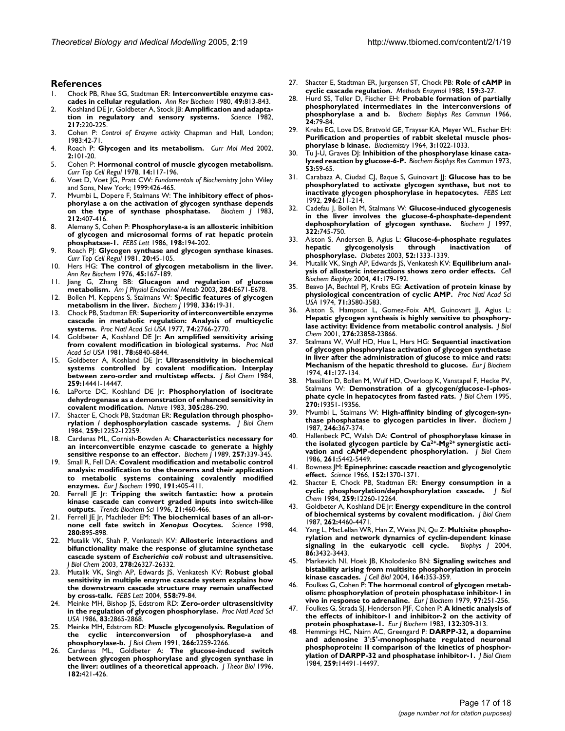## References

1. Chock PB, Rhee SG, Stadtman ER: **Interconvertible enzyme cascades in cellular regulation.** *Ann Rev Biochem* 1980, **49:**813-843.
2. Koshland DE Jr, Goldbeter A, Stock JB: **Amplification and adaptation in regulatory and sensory systems.** *Science* 1982, **217:**220-225.
3. Cohen P: *Control of Enzyme activity* Chapman and Hall, London; 1983:42-71.
4. Roach P: **Glycogen and its metabolism.** *Curr Mol Med* 2002, **2:**101-20.
5. Cohen P: **Hormonal control of muscle glycogen metabolism.** *Curr Top Cell Regul* 1978, **14:**117-196.
6. Voet D, Voet JG, Pratt CW: *Fundamentals of Biochemistry* John Wiley and Sons, New York; 1999:426-465.
7. Mvumbi L, Dopere F, Stalmans W: **The inhibitory effect of phosphorylase a on the activation of glycogen synthase depends on the type of synthase phosphatase.** *Biochem J* 1983, **212:**407-416.
8. Alemany S, Cohen P: **Phosphorylase-a is an allosteric inhibition of glycogen and microsomal forms of rat hepatic protein phosphatase-1.** *FEBS Lett* 1986, **198:**194-202.
9. Roach PJ: **Glycogen synthase and glycogen synthase kinases.** *Curr Top Cell Regul* 1981, **20:**45-105.
10. Hers HG: **The control of glycogen metabolism in the liver.** *Ann Rev Biochem* 1976, **45:**167-189.
11. Jiang G, Zhang BB: **Glucagon and regulation of glucose metabolism.** *Am J Physiol Endocrinol Metab* 2003, **284:**E671-E678.
12. Bollen M, Keppens S, Stalmans W: **Specific features of glycogen metabolism in the liver.** *Biochem J* 1998, **336:**19-31.
13. Chock PB, Stadtman ER: **Superiority of interconvertible enzyme cascade in metabolic regulation: Analysis of multicyclic systems.** *Proc Natl Acad Sci USA* 1977, **74:**2766-2770.
14. Goldbeter A, Koshland DE Jr: **An amplified sensitivity arising from covalent modification in biological systems.** *Proc Natl Acad Sci USA* 1981, **78:**6840-6844.
15. Goldbeter A, Koshland DE Jr: **Ultrasensitivity in biochemical systems controlled by covalent modification. Interplay between zero-order and multistep effects.** *J Biol Chem* 1984, **259:**14441-14447.
16. LaPorte DC, Koshland DE Jr: **Phosphorylation of isocitrate dehydrogenase as a demonstration of enhanced sensitivity in covalent modification.** *Nature* 1983, **305:**286-290.
17. Shacter E, Chock PB, Stadtman ER: **Regulation through phosphorylation / dephosphorylation cascade systems.** *J Biol Chem* 1984, **259:**12252-12259.
18. Cardenas ML, Cornish-Bowden A: **Characteristics necessary for an interconvertible enzyme cascade to generate a highly sensitive response to an effector.** *Biochem J* 1989, **257:**339-345.
19. Small R, Fell DA: **Covalent modification and metabolic control analysis: modification to the theorems and their application to metabolic systems containing covalently modified enzymes.** *Eur J Biochem* 1990, **191:**405-411.
20. Ferrell JE Jr: **Tripping the switch fantastic: how a protein kinase cascade can convert graded inputs into switch-like outputs.** *Trends Biochem Sci* 1996, **21:**460-466.
21. Ferrell JE Jr, Machleder EM: **The biochemical bases of an all-or-none cell fate switch in *Xenopus* Oocytes.** *Science* 1998, **280:**895-898.
22. Mutalik VK, Shah P, Venkatesh KV: **Allosteric interactions and bifunctionality make the response of glutamine synthetase cascade system of *Escherichia coli* robust and ultrasensitive.** *J Biol Chem* 2003, **278:**26327-26332.
23. Mutalik VK, Singh AP, Edwards JS, Venkatesh KV: **Robust global sensitivity in multiple enzyme cascade system explains how the downstream cascade structure may remain unaffected by cross-talk.** *FEBS Lett* 2004, **558:**79-84.
24. Meinke MH, Bishop JS, Edstrom RD: **Zero-order ultrasensitivity in the regulation of glycogen phosphorylase.** *Proc Natl Acad Sci USA* 1986, **83:**2865-2868.
25. Meinke MH, Edstrom RD: **Muscle glycogenolysis. Regulation of the cyclic interconversion of phosphorylase-a and phosphorylase-b.** *J Biol Chem* 1991, **266:**2259-2266.
26. Cardenas ML, Goldbeter A: **The glucose-induced switch between glycogen phosphorylase and glycogen synthase in the liver: outlines of a theoretical approach.** *J Theor Biol* 1996, **182:**421-426.
27. Shacter E, Stadtman ER, Jurgensen ST, Chock PB: **Role of cAMP in cyclic cascade regulation.** *Methods Enzymol* 1988, **159:**3-27.
28. Hurd SS, Teller D, Fischer EH: **Probable formation of partially phosphorylated intermediates in the interconversions of phosphorylase a and b.** *Biochem Biophys Res Commun* 1966, **24:**79-84.
29. Krebs EG, Love DS, Bratvold GE, Trayser KA, Meyer WL, Fischer EH: **Purification and properties of rabbit skeletal muscle phosphorylase b kinase.** *Biochemistry* 1964, **3:**1022-1033.
30. Tu J-U, Graves DJ: **Inhibition of the phosphorylase kinase catalyzed reaction by glucose-6-P.** *Biochem Biophys Res Commun* 1973, **53:**59-65.
31. Carabaza A, Ciudad CJ, Baque S, Guinovart JJ: **Glucose has to be phosphorylated to activate glycogen synthase, but not to inactivate glycogen phosphorylase in hepatocytes.** *FEBS Lett* 1992, **296:**211-214.
32. Cadefau J, Bollen M, Stalmans W: **Glucose-induced glycogenesis in the liver involves the glucose-6-phosphate-dependent dephosphorylation of glycogen synthase.** *Biochem J* 1997, **322:**745-750.
33. Aiston S, Andersen B, Agius L: **Glucose-6-phosphate regulates hepatic glycogenolysis through inactivation of phosphorylase.** *Diabetes* 2003, **52:**1333-1339.
34. Mutalik VK, Singh AP, Edwards JS, Venkatesh KV: **Equilibrium analysis of allosteric interactions shows zero order effects.** *Cell Biochem Biophys* 2004, **41:**179-192.
35. Beavo JA, Bechtel PJ, Krebs EG: **Activation of protein kinase by physiological concentration of cyclic AMP.** *Proc Natl Acad Sci USA* 1974, **71:**3580-3583.
36. Aiston S, Hampson L, Gomez-Foix AM, Guinovart JJ, Agius L: **Hepatic glycogen synthesis is highly sensitive to phosphorylase activity: Evidence from metabolic control analysis.** *J Biol Chem* 2001, **276:**23858-23866.
37. Stalmans W, Wulf HD, Hue L, Hers HG: **Sequential inactivation of glycogen phosphorylase activation of glycogen synthetase in liver after the administration of glucose to mice and rats: Mechanism of the hepatic threshold to glucose.** *Eur J Biochem* 1974, **41:**127-134.
38. Massillon D, Bollen M, Wulf HD, Overloop K, Vanstapel F, Hecke PV, Stalmans W: **Demonstration of a glycogen/glucose-1-phosphate cycle in hepatocytes from fasted rats.** *J Biol Chem* 1995, **270:**19351-19356.
39. Mvumbi L, Stalmans W: **High-affinity binding of glycogen-synthase phosphatase to glycogen particles in liver.** *Biochem J* 1987, **246:**367-374.
40. Hallenbeck PC, Walsh DA: **Control of phosphorylase kinase in the isolated glycogen particle by $Ca^{2+}$-$Mg^{2+}$ synergistic activation and cAMP-dependent phosphorylation.** *J Biol Chem* 1986, **261:**5442-5449.
41. Bowness JM: **Epinephrine: cascade reaction and glycogenolytic effect.** *Science* 1966, **152:**1370-1371.
42. Shacter E, Chock PB, Stadtman ER: **Energy consumption in a cyclic phosphorylation/dephosphorylation cascade.** *J Biol Chem* 1984, **259:**12260-12264.
43. Goldbeter A, Koshland DE Jr: **Energy expenditure in the control of biochemical systems by covalent modification.** *J Biol Chem* 1987, **262:**4460-4471.
44. Yang L, MacLellan WR, Han Z, Weiss JN, Qu Z: **Multisite phosphorylation and network dynamics of cyclin-dependent kinase signaling in the eukaryotic cell cycle.** *Biophys J* 2004, **86:**3432-3443.
45. Markevich NI, Hoek JB, Kholodenko BN: **Signaling switches and bistability arising from multisite phosphorylation in protein kinase cascades.** *J Cell Biol* 2004, **164:**353-359.
46. Foulkes G, Cohen P: **The hormonal control of glycogen metabolism: phosphorylation of protein phosphatase inhibitor-1 in vivo in response to adrenaline.** *Eur J Biochem* 1979, **97:**251-256.
47. Foulkes G, Strada SJ, Henderson PJF, Cohen P: **A kinetic analysis of the effects of inhibitor-1 and inhibitor-2 on the activity of protein phosphatase-1.** *Eur J Biochem* 1983, **132:**309-313.
48. Hemmings HC, Nairn AC, Greengard P: **DARPP-32, a dopamine and adenosine 3':5'-monophosphate regulated neuronal phosphoprotein: II comparison of the kinetics of phosphorylation of DARPP-32 and phosphatase inhibitor-1.** *J Biol Chem* 1984, **259:**14491-14497.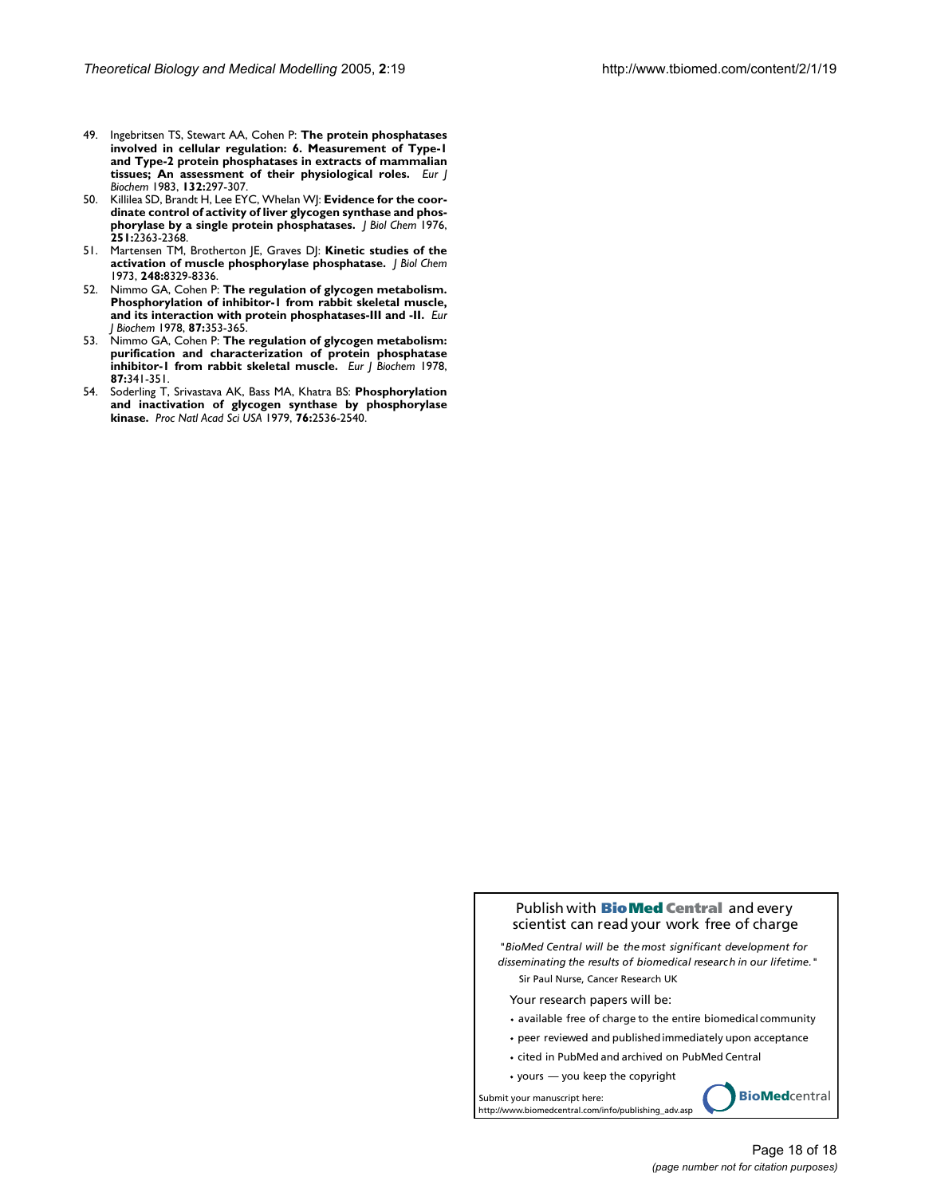49. Ingebritsen TS, Stewart AA, Cohen P: **The protein phosphatases involved in cellular regulation: 6. Measurement of Type-1 and Type-2 protein phosphatases in extracts of mammalian tissues; An assessment of their physiological roles.** *Eur J Biochem* 1983, **132:**297-307.
50. Killilea SD, Brandt H, Lee EYC, Whelan WJ: **Evidence for the coordinate control of activity of liver glycogen synthase and phosphorylase by a single protein phosphatases.** *J Biol Chem* 1976, **251:**2363-2368.
51. Martensen TM, Brotherton JE, Graves DJ: **Kinetic studies of the activation of muscle phosphorylase phosphatase.** *J Biol Chem* 1973, **248:**8329-8336.
52. Nimmo GA, Cohen P: **The regulation of glycogen metabolism. Phosphorylation of inhibitor-1 from rabbit skeletal muscle, and its interaction with protein phosphatases-III and -II.** *Eur J Biochem* 1978, **87:**353-365.
53. Nimmo GA, Cohen P: **The regulation of glycogen metabolism: purification and characterization of protein phosphatase inhibitor-1 from rabbit skeletal muscle.** *Eur J Biochem* 1978, **87:**341-351.
54. Soderling T, Srivastava AK, Bass MA, Khatra BS: **Phosphorylation and inactivation of glycogen synthase by phosphorylase kinase.** *Proc Natl Acad Sci USA* 1979, **76:**2536-2540.

Publish with **BioMed Central** and every scientist can read your work free of charge

*"BioMed Central will be the most significant development for disseminating the results of biomedical research in our lifetime."*

Sir Paul Nurse, Cancer Research UK

Your research papers will be:

- available free of charge to the entire biomedical community
- peer reviewed and published immediately upon acceptance
- cited in PubMed and archived on PubMed Central
- yours — you keep the copyright

Submit your manuscript here:
http://www.biomedcentral.com/info/publishing_adv.asp

**BioMed**central